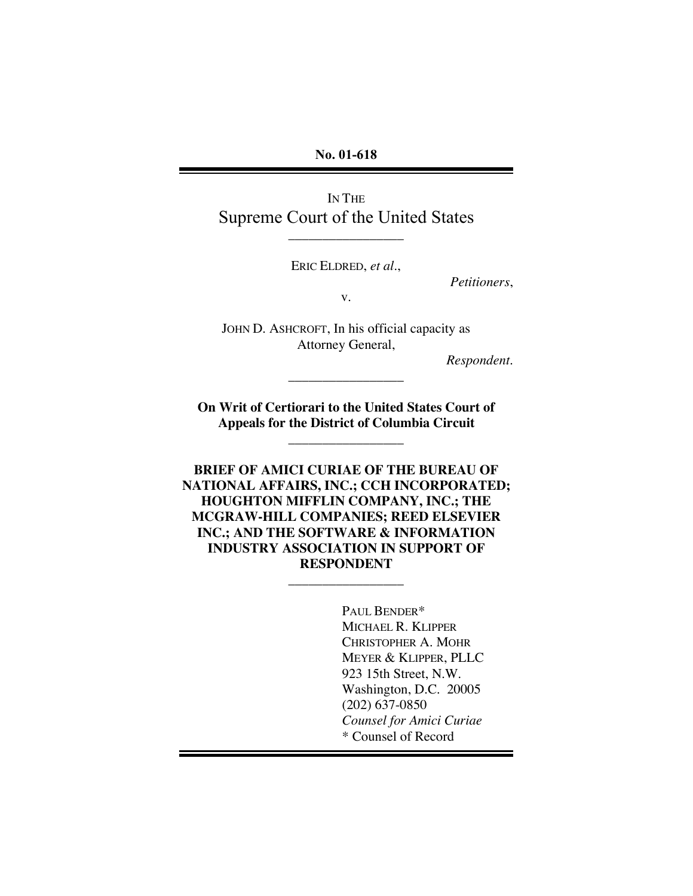**No. 01-618**

---

IN THE
Supreme Court of the United States

---

ERIC ELDRED, *et al*.,

*Petitioners*,

v.

JOHN D. ASHCROFT, In his official capacity as Attorney General,

*Respondent*.

---

**On Writ of Certiorari to the United States Court of Appeals for the District of Columbia Circuit**

---

**BRIEF OF AMICI CURIAE OF THE BUREAU OF NATIONAL AFFAIRS, INC.; CCH INCORPORATED; HOUGHTON MIFFLIN COMPANY, INC.; THE MCGRAW-HILL COMPANIES; REED ELSEVIER INC.; AND THE SOFTWARE & INFORMATION INDUSTRY ASSOCIATION IN SUPPORT OF RESPONDENT**

---

PAUL BENDER*
MICHAEL R. KLIPPER
CHRISTOPHER A. MOHR
MEYER & KLIPPER, PLLC
923 15th Street, N.W.
Washington, D.C. 20005
(202) 637-0850
*Counsel for Amici Curiae*
\* Counsel of Record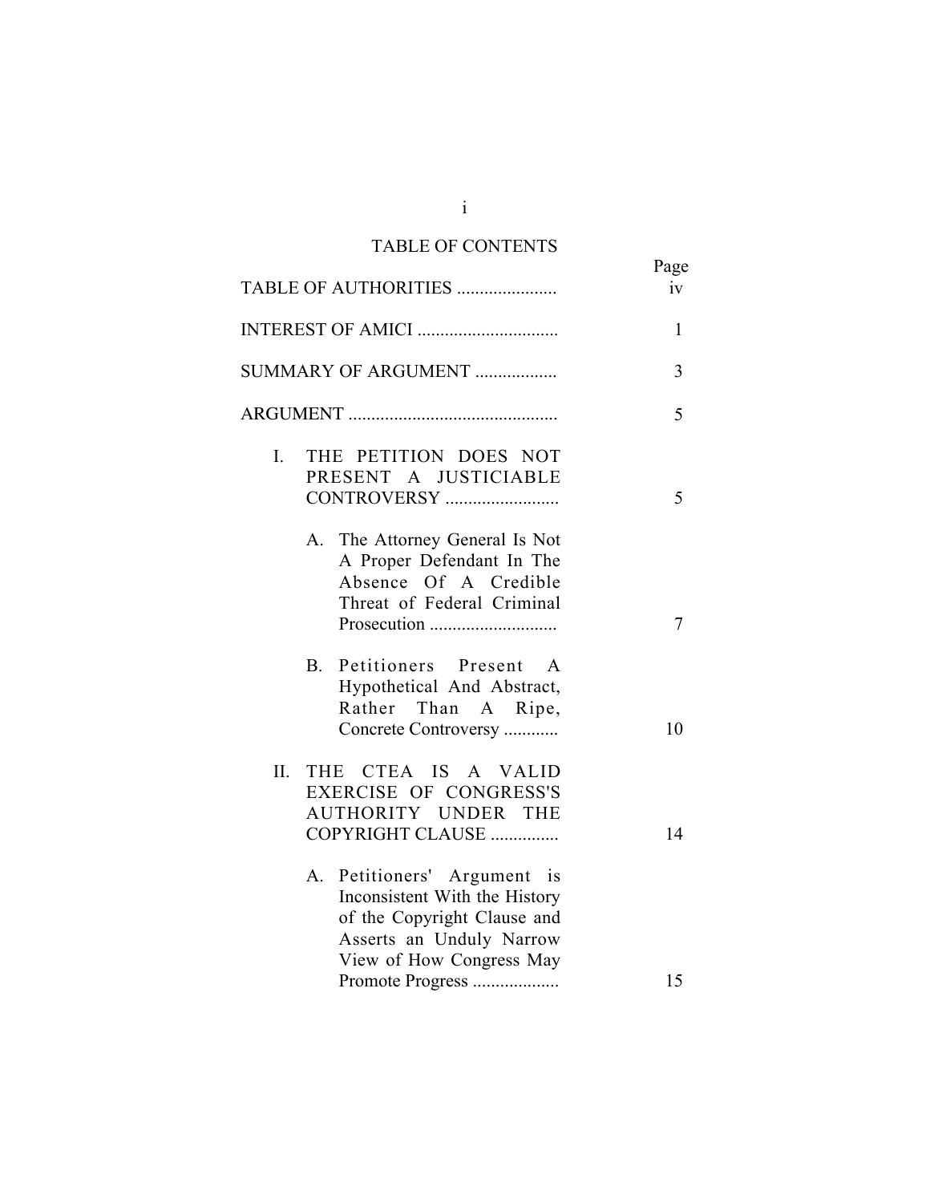# TABLE OF CONTENTS

| | Page |
|---|---|
| TABLE OF AUTHORITIES ...................... | iv |
| INTEREST OF AMICI ............................... | 1 |
| SUMMARY OF ARGUMENT .................. | 3 |
| ARGUMENT ............................................. | 5 |
| I. THE PETITION DOES NOT PRESENT A JUSTICIABLE CONTROVERSY ......................... | 5 |
| A. The Attorney General Is Not A Proper Defendant In The Absence Of A Credible Threat of Federal Criminal Prosecution ............................ | 7 |
| B. Petitioners Present A Hypothetical And Abstract, Rather Than A Ripe, Concrete Controversy ............ | 10 |
| II. THE CTEA IS A VALID EXERCISE OF CONGRESS'S AUTHORITY UNDER THE COPYRIGHT CLAUSE ............... | 14 |
| A. Petitioners' Argument is Inconsistent With the History of the Copyright Clause and Asserts an Unduly Narrow View of How Congress May Promote Progress ................... | 15 |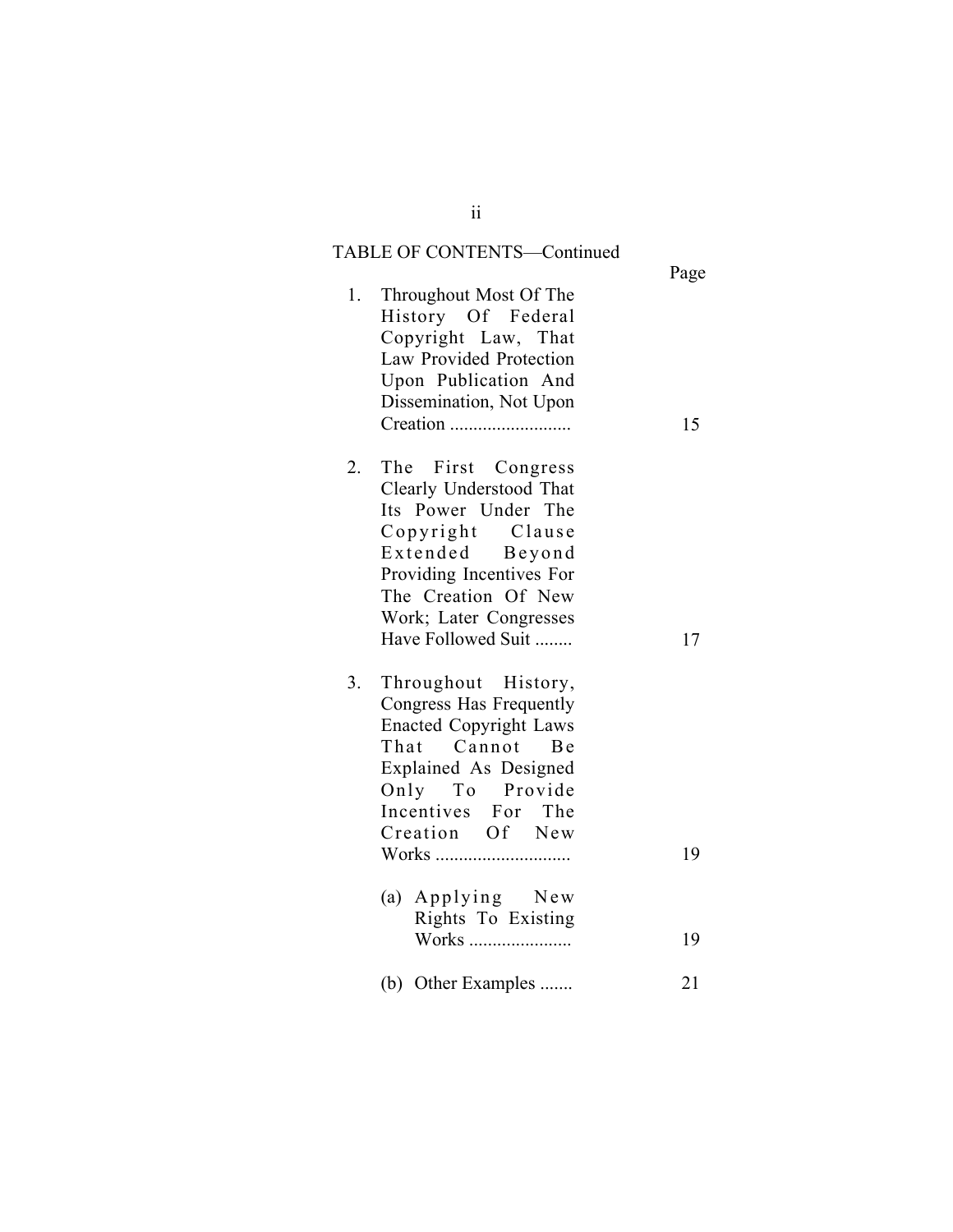TABLE OF CONTENTS—Continued

| | Page |
|---|---|
| 1. Throughout Most Of The History Of Federal Copyright Law, That Law Provided Protection Upon Publication And Dissemination, Not Upon Creation .......................... | 15 |
| 2. The First Congress Clearly Understood That Its Power Under The Copyright Clause Extended Beyond Providing Incentives For The Creation Of New Work; Later Congresses Have Followed Suit ........ | 17 |
| 3. Throughout History, Congress Has Frequently Enacted Copyright Laws That Cannot Be Explained As Designed Only To Provide Incentives For The Creation Of New Works ............................ | 19 |
| (a) Applying New Rights To Existing Works ...................... | 19 |
| (b) Other Examples ....... | 21 |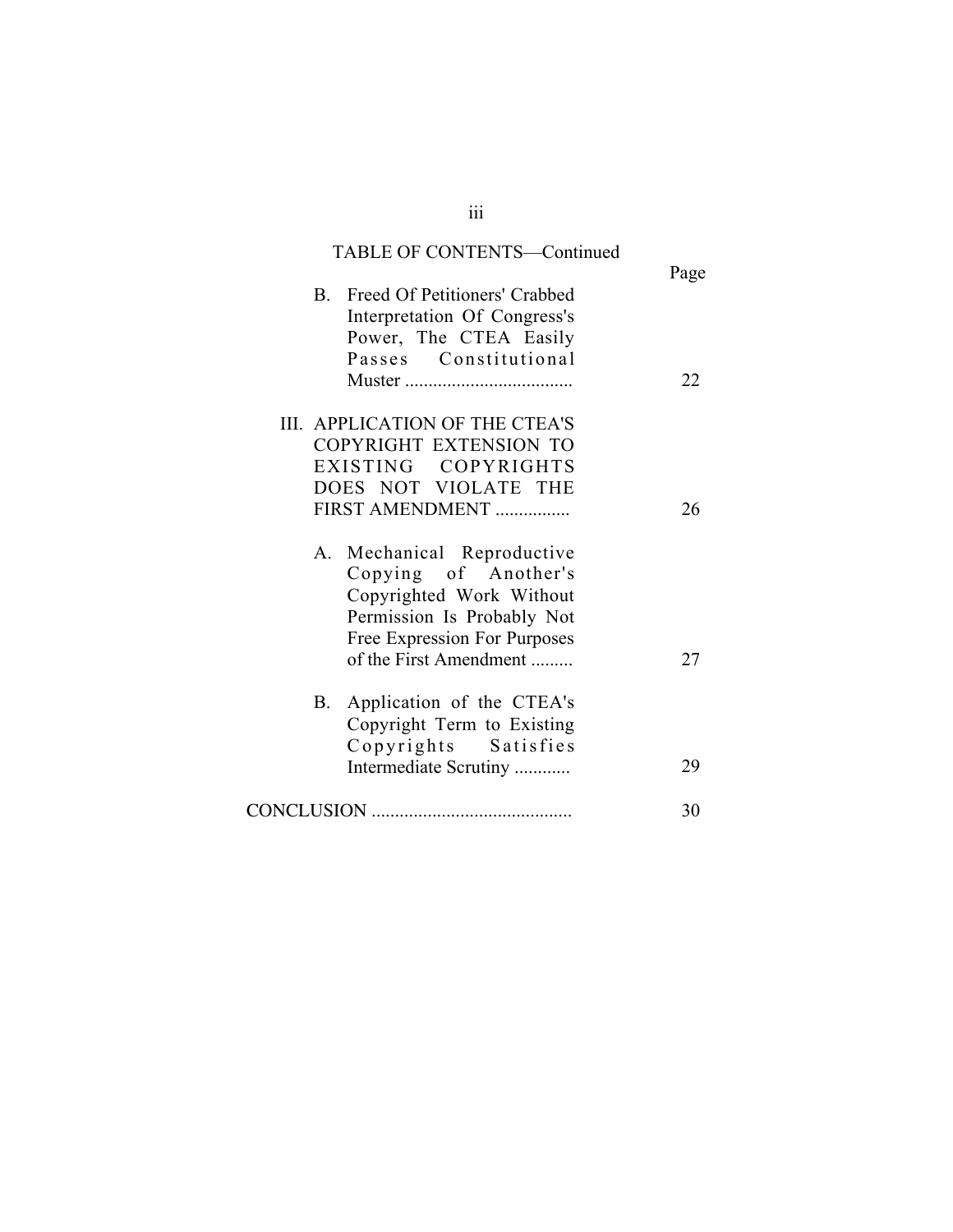TABLE OF CONTENTS—Continued

| | Page |
|---|---|
| B. Freed Of Petitioners' Crabbed Interpretation Of Congress's Power, The CTEA Easily Passes Constitutional Muster .................................... | 22 |
| III. APPLICATION OF THE CTEA'S COPYRIGHT EXTENSION TO EXISTING COPYRIGHTS DOES NOT VIOLATE THE FIRST AMENDMENT ................ | 26 |
| A. Mechanical Reproductive Copying of Another's Copyrighted Work Without Permission Is Probably Not Free Expression For Purposes of the First Amendment ......... | 27 |
| B. Application of the CTEA's Copyright Term to Existing Copyrights Satisfies Intermediate Scrutiny ............ | 29 |
| CONCLUSION ........................................... | 30 |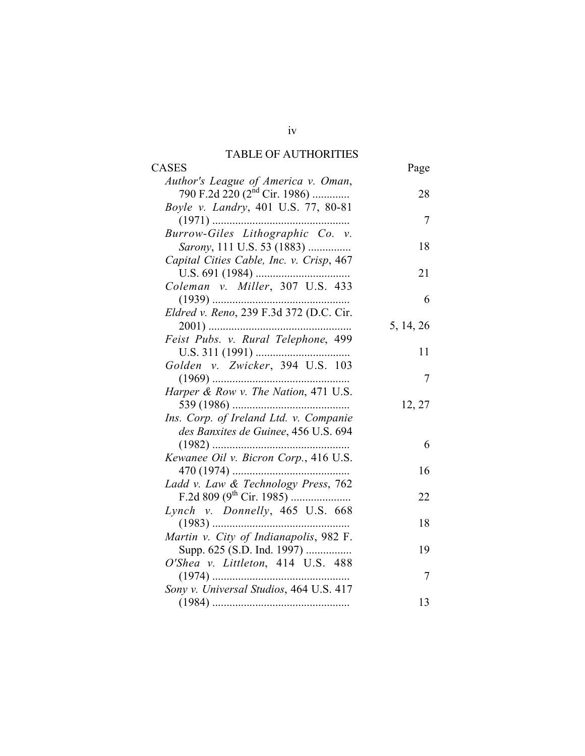# TABLE OF AUTHORITIES

| CASES | Page |
| --- | --- |
| *Author's League of America v. Oman*, 790 F.2d 220 (2nd Cir. 1986) | 28 |
| *Boyle v. Landry*, 401 U.S. 77, 80-81 (1971) | 7 |
| *Burrow-Giles Lithographic Co. v. Sarony*, 111 U.S. 53 (1883) | 18 |
| *Capital Cities Cable, Inc. v. Crisp*, 467 U.S. 691 (1984) | 21 |
| *Coleman v. Miller*, 307 U.S. 433 (1939) | 6 |
| *Eldred v. Reno*, 239 F.3d 372 (D.C. Cir. 2001) | 5, 14, 26 |
| *Feist Pubs. v. Rural Telephone*, 499 U.S. 311 (1991) | 11 |
| *Golden v. Zwicker*, 394 U.S. 103 (1969) | 7 |
| *Harper & Row v. The Nation*, 471 U.S. 539 (1986) | 12, 27 |
| *Ins. Corp. of Ireland Ltd. v. Companie des Banxites de Guinee*, 456 U.S. 694 (1982) | 6 |
| *Kewanee Oil v. Bicron Corp.*, 416 U.S. 470 (1974) | 16 |
| *Ladd v. Law & Technology Press*, 762 F.2d 809 (9th Cir. 1985) | 22 |
| *Lynch v. Donnelly*, 465 U.S. 668 (1983) | 18 |
| *Martin v. City of Indianapolis*, 982 F. Supp. 625 (S.D. Ind. 1997) | 19 |
| *O'Shea v. Littleton*, 414 U.S. 488 (1974) | 7 |
| *Sony v. Universal Studios*, 464 U.S. 417 (1984) | 13 |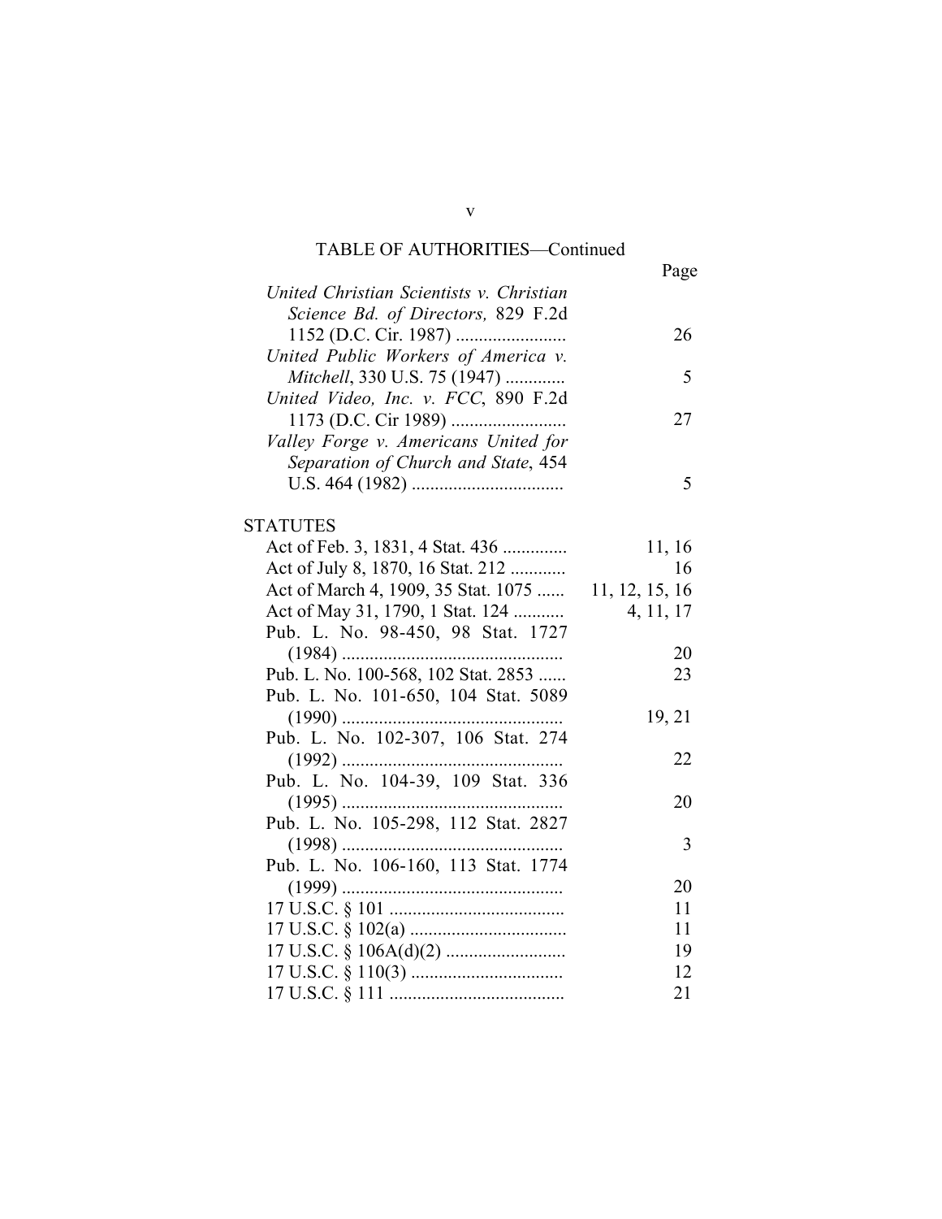TABLE OF AUTHORITIES—Continued

| | Page |
|---|---|
| *United Christian Scientists v. Christian Science Bd. of Directors,* 829 F.2d 1152 (D.C. Cir. 1987) | 26 |
| *United Public Workers of America v. Mitchell*, 330 U.S. 75 (1947) | 5 |
| *United Video, Inc. v. FCC*, 890 F.2d 1173 (D.C. Cir 1989) | 27 |
| *Valley Forge v. Americans United for Separation of Church and State*, 454 U.S. 464 (1982) | 5 |

STATUTES

| | Page |
|---|---|
| Act of Feb. 3, 1831, 4 Stat. 436 | 11, 16 |
| Act of July 8, 1870, 16 Stat. 212 | 16 |
| Act of March 4, 1909, 35 Stat. 1075 | 11, 12, 15, 16 |
| Act of May 31, 1790, 1 Stat. 124 | 4, 11, 17 |
| Pub. L. No. 98-450, 98 Stat. 1727 (1984) | 20 |
| Pub. L. No. 100-568, 102 Stat. 2853 | 23 |
| Pub. L. No. 101-650, 104 Stat. 5089 (1990) | 19, 21 |
| Pub. L. No. 102-307, 106 Stat. 274 (1992) | 22 |
| Pub. L. No. 104-39, 109 Stat. 336 (1995) | 20 |
| Pub. L. No. 105-298, 112 Stat. 2827 (1998) | 3 |
| Pub. L. No. 106-160, 113 Stat. 1774 (1999) | 20 |
| 17 U.S.C. § 101 | 11 |
| 17 U.S.C. § 102(a) | 11 |
| 17 U.S.C. § 106A(d)(2) | 19 |
| 17 U.S.C. § 110(3) | 12 |
| 17 U.S.C. § 111 | 21 |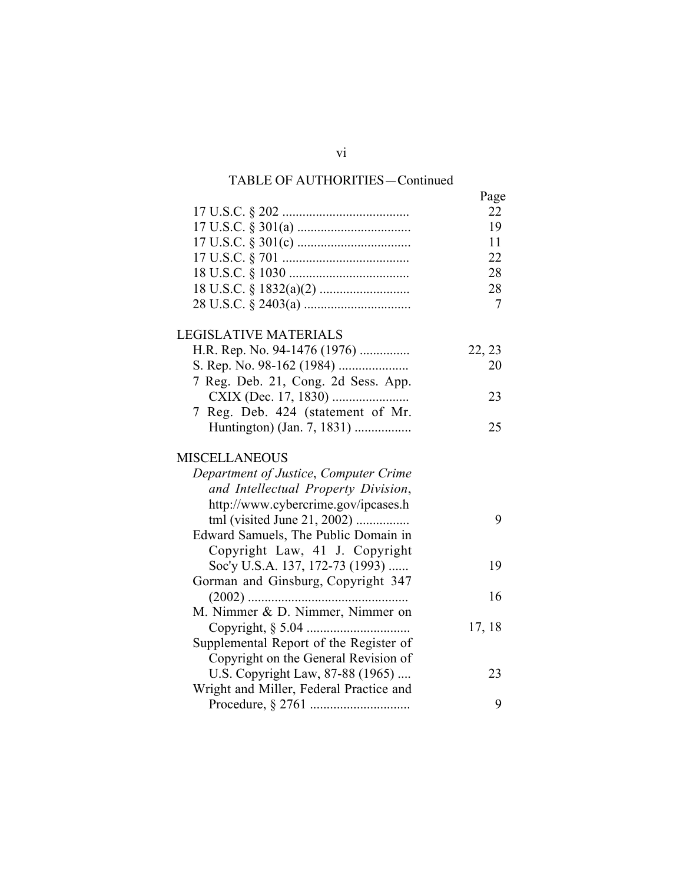TABLE OF AUTHORITIES—Continued

| | Page |
|---|---|
| 17 U.S.C. § 202 | 22 |
| 17 U.S.C. § 301(a) | 19 |
| 17 U.S.C. § 301(c) | 11 |
| 17 U.S.C. § 701 | 22 |
| 18 U.S.C. § 1030 | 28 |
| 18 U.S.C. § 1832(a)(2) | 28 |
| 28 U.S.C. § 2403(a) | 7 |

LEGISLATIVE MATERIALS

| | |
|---|---|
| H.R. Rep. No. 94-1476 (1976) | 22, 23 |
| S. Rep. No. 98-162 (1984) | 20 |
| 7 Reg. Deb. 21, Cong. 2d Sess. App. CXIX (Dec. 17, 1830) | 23 |
| 7 Reg. Deb. 424 (statement of Mr. Huntington) (Jan. 7, 1831) | 25 |

MISCELLANEOUS

| | |
|---|---|
| *Department of Justice*, *Computer Crime and Intellectual Property Division*, http://www.cybercrime.gov/ipcases.html (visited June 21, 2002) | 9 |
| Edward Samuels, The Public Domain in Copyright Law, 41 J. Copyright Soc'y U.S.A. 137, 172-73 (1993) | 19 |
| Gorman and Ginsburg, Copyright 347 (2002) | 16 |
| M. Nimmer & D. Nimmer, Nimmer on Copyright, § 5.04 | 17, 18 |
| Supplemental Report of the Register of Copyright on the General Revision of U.S. Copyright Law, 87-88 (1965) | 23 |
| Wright and Miller, Federal Practice and Procedure, § 2761 | 9 |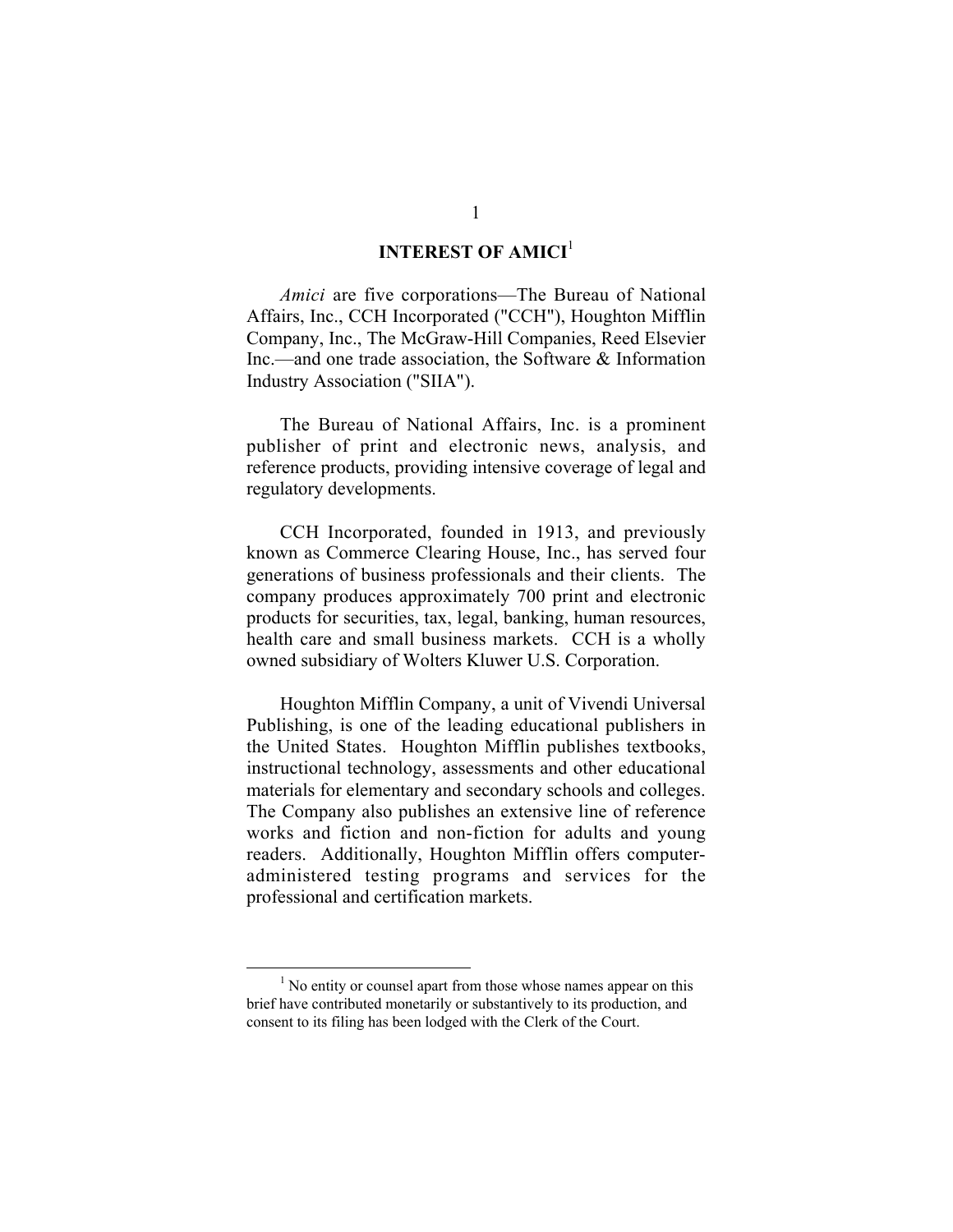## INTEREST OF AMICI[1]

*Amici* are five corporations—The Bureau of National Affairs, Inc., CCH Incorporated ("CCH"), Houghton Mifflin Company, Inc., The McGraw-Hill Companies, Reed Elsevier Inc.—and one trade association, the Software & Information Industry Association ("SIIA").

The Bureau of National Affairs, Inc. is a prominent publisher of print and electronic news, analysis, and reference products, providing intensive coverage of legal and regulatory developments.

CCH Incorporated, founded in 1913, and previously known as Commerce Clearing House, Inc., has served four generations of business professionals and their clients. The company produces approximately 700 print and electronic products for securities, tax, legal, banking, human resources, health care and small business markets. CCH is a wholly owned subsidiary of Wolters Kluwer U.S. Corporation.

Houghton Mifflin Company, a unit of Vivendi Universal Publishing, is one of the leading educational publishers in the United States. Houghton Mifflin publishes textbooks, instructional technology, assessments and other educational materials for elementary and secondary schools and colleges. The Company also publishes an extensive line of reference works and fiction and non-fiction for adults and young readers. Additionally, Houghton Mifflin offers computer-administered testing programs and services for the professional and certification markets.

---

[1] No entity or counsel apart from those whose names appear on this brief have contributed monetarily or substantively to its production, and consent to its filing has been lodged with the Clerk of the Court.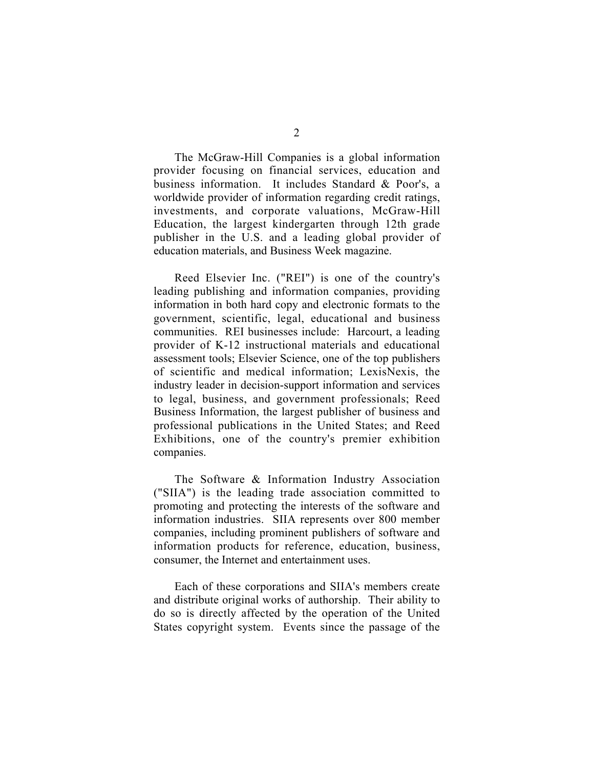The McGraw-Hill Companies is a global information provider focusing on financial services, education and business information. It includes Standard & Poor's, a worldwide provider of information regarding credit ratings, investments, and corporate valuations, McGraw-Hill Education, the largest kindergarten through 12th grade publisher in the U.S. and a leading global provider of education materials, and Business Week magazine.

Reed Elsevier Inc. ("REI") is one of the country's leading publishing and information companies, providing information in both hard copy and electronic formats to the government, scientific, legal, educational and business communities. REI businesses include: Harcourt, a leading provider of K-12 instructional materials and educational assessment tools; Elsevier Science, one of the top publishers of scientific and medical information; LexisNexis, the industry leader in decision-support information and services to legal, business, and government professionals; Reed Business Information, the largest publisher of business and professional publications in the United States; and Reed Exhibitions, one of the country's premier exhibition companies.

The Software & Information Industry Association ("SIIA") is the leading trade association committed to promoting and protecting the interests of the software and information industries. SIIA represents over 800 member companies, including prominent publishers of software and information products for reference, education, business, consumer, the Internet and entertainment uses.

Each of these corporations and SIIA's members create and distribute original works of authorship. Their ability to do so is directly affected by the operation of the United States copyright system. Events since the passage of the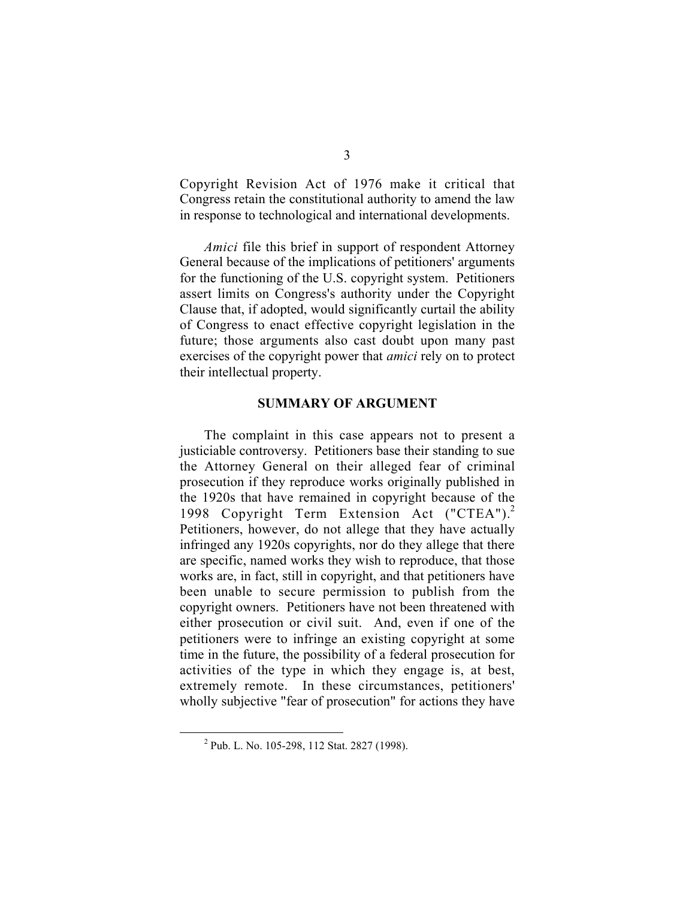Copyright Revision Act of 1976 make it critical that Congress retain the constitutional authority to amend the law in response to technological and international developments.

*Amici* file this brief in support of respondent Attorney General because of the implications of petitioners' arguments for the functioning of the U.S. copyright system. Petitioners assert limits on Congress's authority under the Copyright Clause that, if adopted, would significantly curtail the ability of Congress to enact effective copyright legislation in the future; those arguments also cast doubt upon many past exercises of the copyright power that *amici* rely on to protect their intellectual property.

## SUMMARY OF ARGUMENT

The complaint in this case appears not to present a justiciable controversy. Petitioners base their standing to sue the Attorney General on their alleged fear of criminal prosecution if they reproduce works originally published in the 1920s that have remained in copyright because of the 1998 Copyright Term Extension Act ("CTEA").[2] Petitioners, however, do not allege that they have actually infringed any 1920s copyrights, nor do they allege that there are specific, named works they wish to reproduce, that those works are, in fact, still in copyright, and that petitioners have been unable to secure permission to publish from the copyright owners. Petitioners have not been threatened with either prosecution or civil suit. And, even if one of the petitioners were to infringe an existing copyright at some time in the future, the possibility of a federal prosecution for activities of the type in which they engage is, at best, extremely remote. In these circumstances, petitioners' wholly subjective "fear of prosecution" for actions they have

[2] Pub. L. No. 105-298, 112 Stat. 2827 (1998).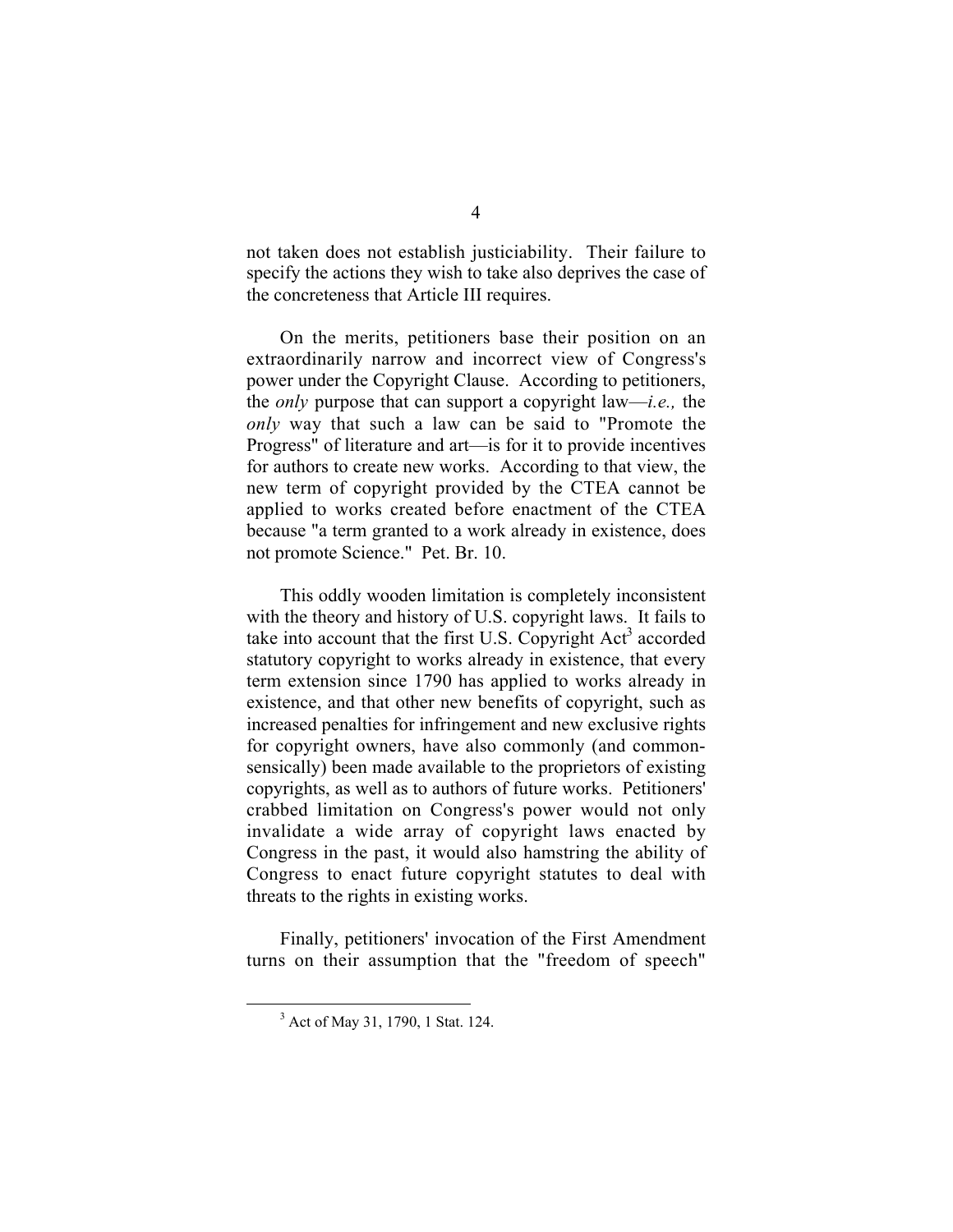not taken does not establish justiciability. Their failure to specify the actions they wish to take also deprives the case of the concreteness that Article III requires.

On the merits, petitioners base their position on an extraordinarily narrow and incorrect view of Congress's power under the Copyright Clause. According to petitioners, the *only* purpose that can support a copyright law—*i.e.,* the *only* way that such a law can be said to "Promote the Progress" of literature and art—is for it to provide incentives for authors to create new works. According to that view, the new term of copyright provided by the CTEA cannot be applied to works created before enactment of the CTEA because "a term granted to a work already in existence, does not promote Science." Pet. Br. 10.

This oddly wooden limitation is completely inconsistent with the theory and history of U.S. copyright laws. It fails to take into account that the first U.S. Copyright Act[3] accorded statutory copyright to works already in existence, that every term extension since 1790 has applied to works already in existence, and that other new benefits of copyright, such as increased penalties for infringement and new exclusive rights for copyright owners, have also commonly (and common-sensically) been made available to the proprietors of existing copyrights, as well as to authors of future works. Petitioners' crabbed limitation on Congress's power would not only invalidate a wide array of copyright laws enacted by Congress in the past, it would also hamstring the ability of Congress to enact future copyright statutes to deal with threats to the rights in existing works.

Finally, petitioners' invocation of the First Amendment turns on their assumption that the "freedom of speech"

[3] Act of May 31, 1790, 1 Stat. 124.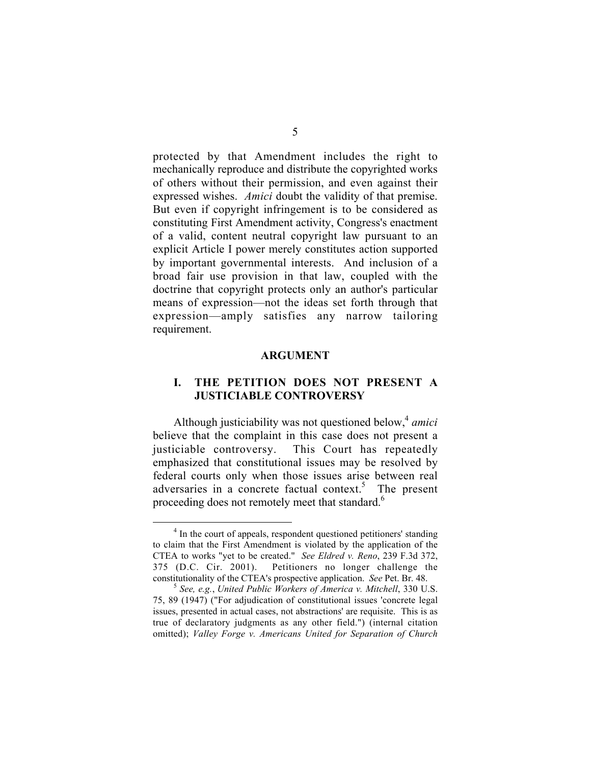protected by that Amendment includes the right to mechanically reproduce and distribute the copyrighted works of others without their permission, and even against their expressed wishes. *Amici* doubt the validity of that premise. But even if copyright infringement is to be considered as constituting First Amendment activity, Congress's enactment of a valid, content neutral copyright law pursuant to an explicit Article I power merely constitutes action supported by important governmental interests. And inclusion of a broad fair use provision in that law, coupled with the doctrine that copyright protects only an author's particular means of expression—not the ideas set forth through that expression—amply satisfies any narrow tailoring requirement.

## ARGUMENT

### I. THE PETITION DOES NOT PRESENT A JUSTICIABLE CONTROVERSY

Although justiciability was not questioned below,[4] *amici* believe that the complaint in this case does not present a justiciable controversy. This Court has repeatedly emphasized that constitutional issues may be resolved by federal courts only when those issues arise between real adversaries in a concrete factual context.[5] The present proceeding does not remotely meet that standard.[6]

---

[4] In the court of appeals, respondent questioned petitioners' standing to claim that the First Amendment is violated by the application of the CTEA to works "yet to be created." *See Eldred v. Reno*, 239 F.3d 372, 375 (D.C. Cir. 2001). Petitioners no longer challenge the constitutionality of the CTEA's prospective application. *See* Pet. Br. 48.

[5] *See, e.g.*, *United Public Workers of America v. Mitchell*, 330 U.S. 75, 89 (1947) ("For adjudication of constitutional issues 'concrete legal issues, presented in actual cases, not abstractions' are requisite. This is as true of declaratory judgments as any other field.") (internal citation omitted); *Valley Forge v. Americans United for Separation of Church*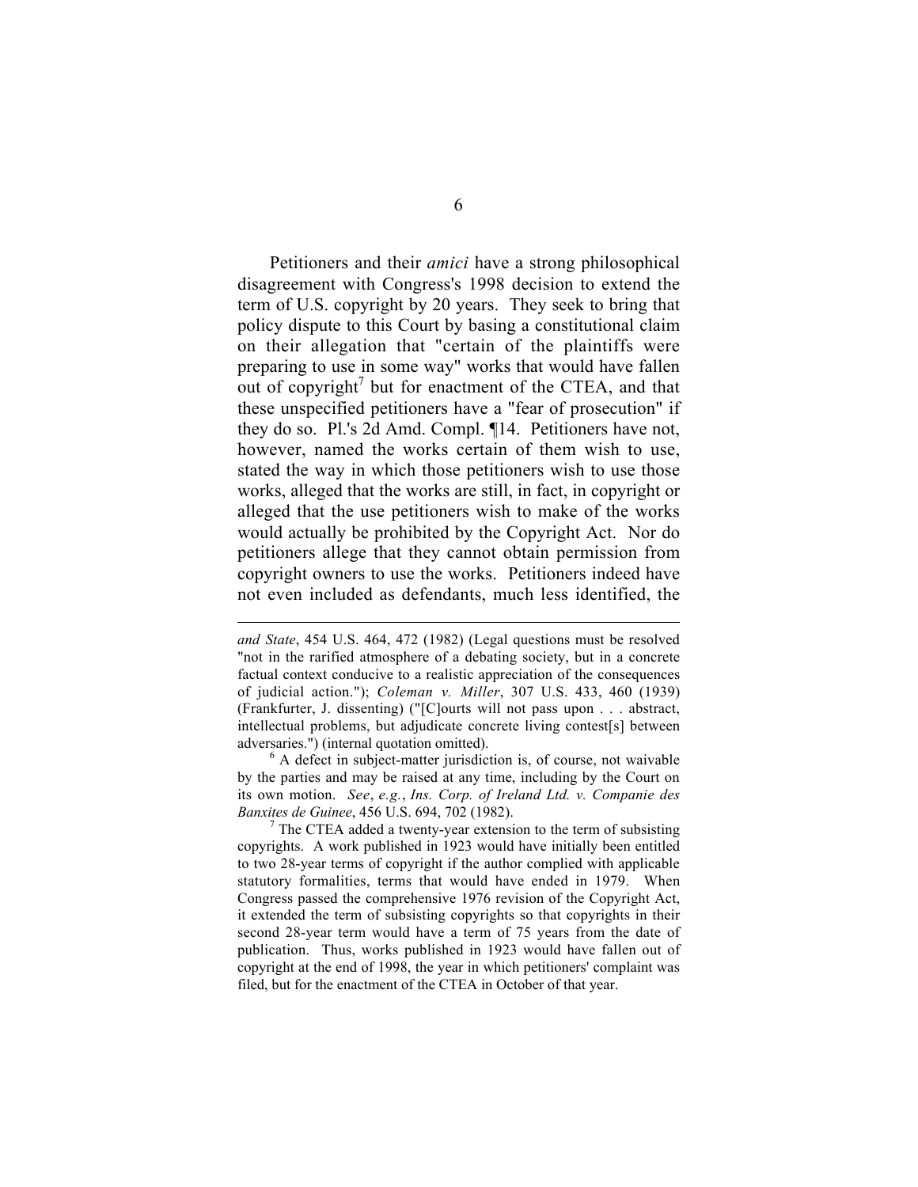Petitioners and their *amici* have a strong philosophical disagreement with Congress's 1998 decision to extend the term of U.S. copyright by 20 years. They seek to bring that policy dispute to this Court by basing a constitutional claim on their allegation that "certain of the plaintiffs were preparing to use in some way" works that would have fallen out of copyright[7] but for enactment of the CTEA, and that these unspecified petitioners have a "fear of prosecution" if they do so. Pl.'s 2d Amd. Compl. ¶14. Petitioners have not, however, named the works certain of them wish to use, stated the way in which those petitioners wish to use those works, alleged that the works are still, in fact, in copyright or alleged that the use petitioners wish to make of the works would actually be prohibited by the Copyright Act. Nor do petitioners allege that they cannot obtain permission from copyright owners to use the works. Petitioners indeed have not even included as defendants, much less identified, the

---

*and State*, 454 U.S. 464, 472 (1982) (Legal questions must be resolved "not in the rarified atmosphere of a debating society, but in a concrete factual context conducive to a realistic appreciation of the consequences of judicial action."); *Coleman v. Miller*, 307 U.S. 433, 460 (1939) (Frankfurter, J. dissenting) ("[C]ourts will not pass upon . . . abstract, intellectual problems, but adjudicate concrete living contest[s] between adversaries.") (internal quotation omitted).

[6] A defect in subject-matter jurisdiction is, of course, not waivable by the parties and may be raised at any time, including by the Court on its own motion. *See*, *e.g.*, *Ins. Corp. of Ireland Ltd. v. Companie des Banxites de Guinee*, 456 U.S. 694, 702 (1982).

[7] The CTEA added a twenty-year extension to the term of subsisting copyrights. A work published in 1923 would have initially been entitled to two 28-year terms of copyright if the author complied with applicable statutory formalities, terms that would have ended in 1979. When Congress passed the comprehensive 1976 revision of the Copyright Act, it extended the term of subsisting copyrights so that copyrights in their second 28-year term would have a term of 75 years from the date of publication. Thus, works published in 1923 would have fallen out of copyright at the end of 1998, the year in which petitioners' complaint was filed, but for the enactment of the CTEA in October of that year.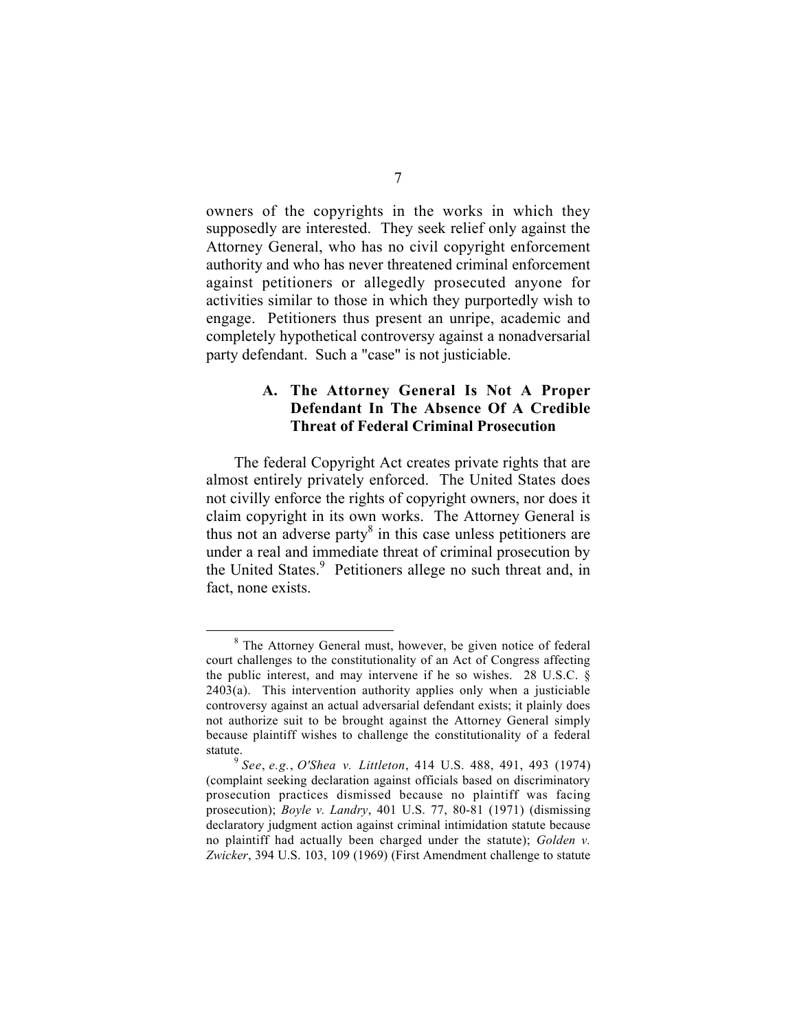owners of the copyrights in the works in which they supposedly are interested. They seek relief only against the Attorney General, who has no civil copyright enforcement authority and who has never threatened criminal enforcement against petitioners or allegedly prosecuted anyone for activities similar to those in which they purportedly wish to engage. Petitioners thus present an unripe, academic and completely hypothetical controversy against a nonadversarial party defendant. Such a "case" is not justiciable.

### A. The Attorney General Is Not A Proper Defendant In The Absence Of A Credible Threat of Federal Criminal Prosecution

The federal Copyright Act creates private rights that are almost entirely privately enforced. The United States does not civilly enforce the rights of copyright owners, nor does it claim copyright in its own works. The Attorney General is thus not an adverse party[8] in this case unless petitioners are under a real and immediate threat of criminal prosecution by the United States.[9] Petitioners allege no such threat and, in fact, none exists.

---

[8] The Attorney General must, however, be given notice of federal court challenges to the constitutionality of an Act of Congress affecting the public interest, and may intervene if he so wishes. 28 U.S.C. § 2403(a). This intervention authority applies only when a justiciable controversy against an actual adversarial defendant exists; it plainly does not authorize suit to be brought against the Attorney General simply because plaintiff wishes to challenge the constitutionality of a federal statute.

[9] *See*, *e.g.*, *O'Shea v. Littleton*, 414 U.S. 488, 491, 493 (1974) (complaint seeking declaration against officials based on discriminatory prosecution practices dismissed because no plaintiff was facing prosecution); *Boyle v. Landry*, 401 U.S. 77, 80-81 (1971) (dismissing declaratory judgment action against criminal intimidation statute because no plaintiff had actually been charged under the statute); *Golden v. Zwicker*, 394 U.S. 103, 109 (1969) (First Amendment challenge to statute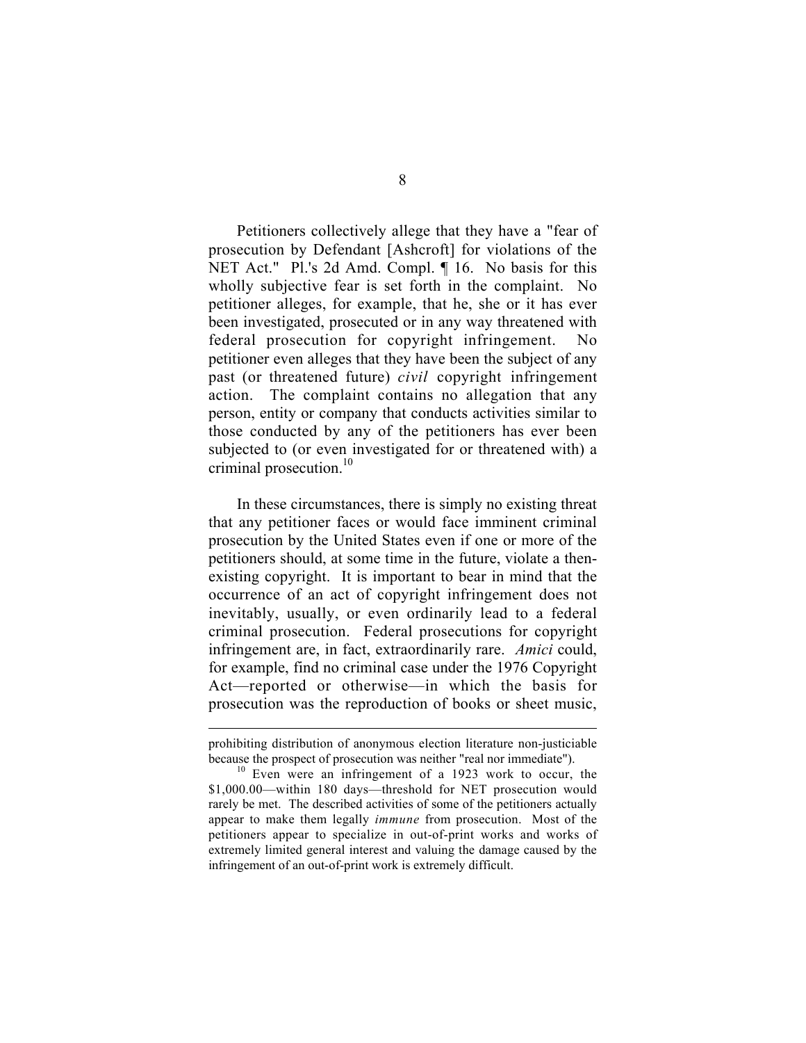Petitioners collectively allege that they have a "fear of prosecution by Defendant [Ashcroft] for violations of the NET Act." Pl.'s 2d Amd. Compl. ¶ 16. No basis for this wholly subjective fear is set forth in the complaint. No petitioner alleges, for example, that he, she or it has ever been investigated, prosecuted or in any way threatened with federal prosecution for copyright infringement. No petitioner even alleges that they have been the subject of any past (or threatened future) *civil* copyright infringement action. The complaint contains no allegation that any person, entity or company that conducts activities similar to those conducted by any of the petitioners has ever been subjected to (or even investigated for or threatened with) a criminal prosecution.[10]

In these circumstances, there is simply no existing threat that any petitioner faces or would face imminent criminal prosecution by the United States even if one or more of the petitioners should, at some time in the future, violate a then-existing copyright. It is important to bear in mind that the occurrence of an act of copyright infringement does not inevitably, usually, or even ordinarily lead to a federal criminal prosecution. Federal prosecutions for copyright infringement are, in fact, extraordinarily rare. *Amici* could, for example, find no criminal case under the 1976 Copyright Act—reported or otherwise—in which the basis for prosecution was the reproduction of books or sheet music,

---

prohibiting distribution of anonymous election literature non-justiciable because the prospect of prosecution was neither "real nor immediate").

[10] Even were an infringement of a 1923 work to occur, the $1,000.00—within 180 days—threshold for NET prosecution would rarely be met. The described activities of some of the petitioners actually appear to make them legally *immune* from prosecution. Most of the petitioners appear to specialize in out-of-print works and works of extremely limited general interest and valuing the damage caused by the infringement of an out-of-print work is extremely difficult.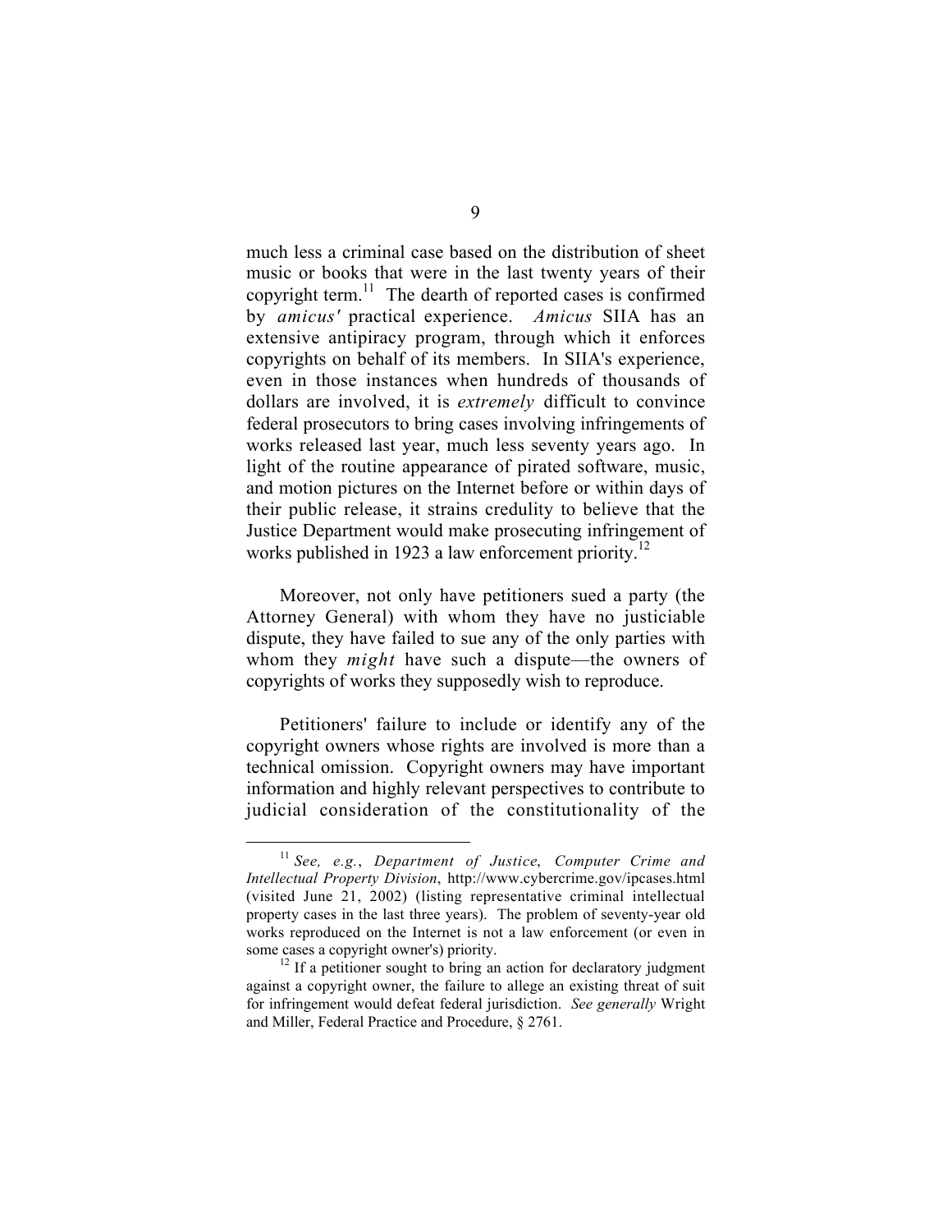much less a criminal case based on the distribution of sheet music or books that were in the last twenty years of their copyright term.[11] The dearth of reported cases is confirmed by *amicus'* practical experience. *Amicus* SIIA has an extensive antipiracy program, through which it enforces copyrights on behalf of its members. In SIIA's experience, even in those instances when hundreds of thousands of dollars are involved, it is *extremely* difficult to convince federal prosecutors to bring cases involving infringements of works released last year, much less seventy years ago. In light of the routine appearance of pirated software, music, and motion pictures on the Internet before or within days of their public release, it strains credulity to believe that the Justice Department would make prosecuting infringement of works published in 1923 a law enforcement priority.[12]

Moreover, not only have petitioners sued a party (the Attorney General) with whom they have no justiciable dispute, they have failed to sue any of the only parties with whom they *might* have such a dispute—the owners of copyrights of works they supposedly wish to reproduce.

Petitioners' failure to include or identify any of the copyright owners whose rights are involved is more than a technical omission. Copyright owners may have important information and highly relevant perspectives to contribute to judicial consideration of the constitutionality of the

---

[11] *See, e.g.*, *Department of Justice*, *Computer Crime and Intellectual Property Division*, http://www.cybercrime.gov/ipcases.html (visited June 21, 2002) (listing representative criminal intellectual property cases in the last three years). The problem of seventy-year old works reproduced on the Internet is not a law enforcement (or even in some cases a copyright owner's) priority.

[12] If a petitioner sought to bring an action for declaratory judgment against a copyright owner, the failure to allege an existing threat of suit for infringement would defeat federal jurisdiction. *See generally* Wright and Miller, Federal Practice and Procedure, § 2761.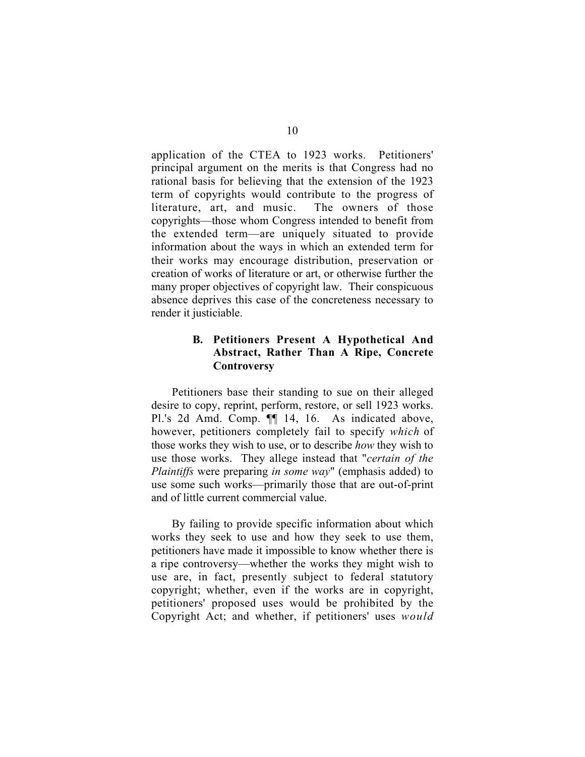application of the CTEA to 1923 works. Petitioners' principal argument on the merits is that Congress had no rational basis for believing that the extension of the 1923 term of copyrights would contribute to the progress of literature, art, and music. The owners of those copyrights—those whom Congress intended to benefit from the extended term—are uniquely situated to provide information about the ways in which an extended term for their works may encourage distribution, preservation or creation of works of literature or art, or otherwise further the many proper objectives of copyright law. Their conspicuous absence deprives this case of the concreteness necessary to render it justiciable.

### B. Petitioners Present A Hypothetical And Abstract, Rather Than A Ripe, Concrete Controversy

Petitioners base their standing to sue on their alleged desire to copy, reprint, perform, restore, or sell 1923 works. Pl.'s 2d Amd. Comp. ¶¶ 14, 16. As indicated above, however, petitioners completely fail to specify *which* of those works they wish to use, or to describe *how* they wish to use those works. They allege instead that "*certain of the Plaintiffs* were preparing *in some way*" (emphasis added) to use some such works—primarily those that are out-of-print and of little current commercial value.

By failing to provide specific information about which works they seek to use and how they seek to use them, petitioners have made it impossible to know whether there is a ripe controversy—whether the works they might wish to use are, in fact, presently subject to federal statutory copyright; whether, even if the works are in copyright, petitioners' proposed uses would be prohibited by the Copyright Act; and whether, if petitioners' uses *would*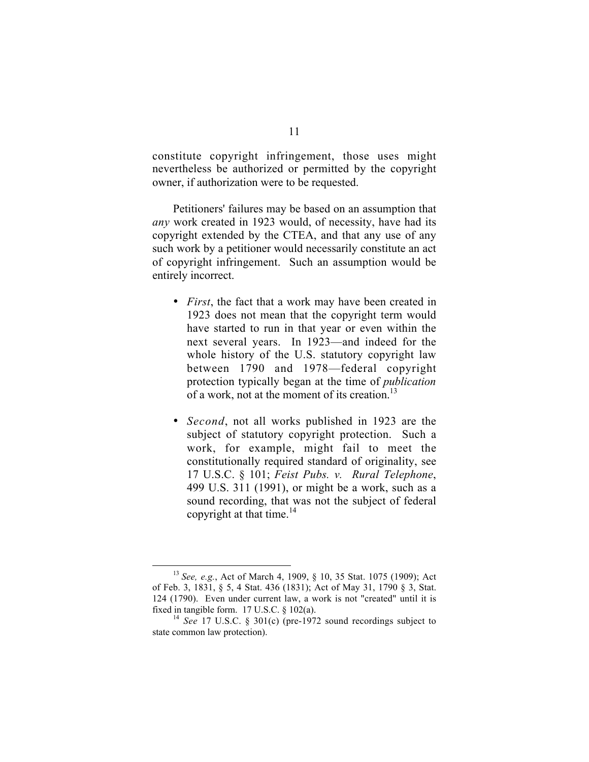constitute copyright infringement, those uses might nevertheless be authorized or permitted by the copyright owner, if authorization were to be requested.

Petitioners' failures may be based on an assumption that *any* work created in 1923 would, of necessity, have had its copyright extended by the CTEA, and that any use of any such work by a petitioner would necessarily constitute an act of copyright infringement. Such an assumption would be entirely incorrect.

- *First*, the fact that a work may have been created in 1923 does not mean that the copyright term would have started to run in that year or even within the next several years. In 1923—and indeed for the whole history of the U.S. statutory copyright law between 1790 and 1978—federal copyright protection typically began at the time of *publication* of a work, not at the moment of its creation.[13]

- *Second*, not all works published in 1923 are the subject of statutory copyright protection. Such a work, for example, might fail to meet the constitutionally required standard of originality, see 17 U.S.C. § 101; *Feist Pubs. v. Rural Telephone*, 499 U.S. 311 (1991), or might be a work, such as a sound recording, that was not the subject of federal copyright at that time.[14]

---

[13] *See, e.g.*, Act of March 4, 1909, § 10, 35 Stat. 1075 (1909); Act of Feb. 3, 1831, § 5, 4 Stat. 436 (1831); Act of May 31, 1790 § 3, Stat. 124 (1790). Even under current law, a work is not "created" until it is fixed in tangible form. 17 U.S.C. § 102(a).

[14] *See* 17 U.S.C. § 301(c) (pre-1972 sound recordings subject to state common law protection).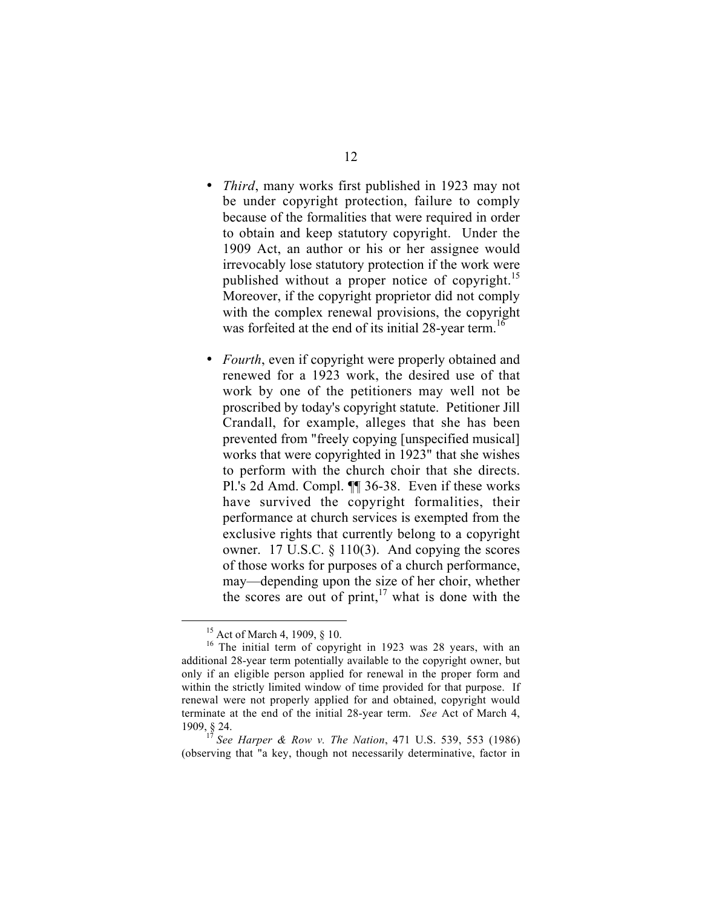- *Third*, many works first published in 1923 may not be under copyright protection, failure to comply because of the formalities that were required in order to obtain and keep statutory copyright. Under the 1909 Act, an author or his or her assignee would irrevocably lose statutory protection if the work were published without a proper notice of copyright.[15] Moreover, if the copyright proprietor did not comply with the complex renewal provisions, the copyright was forfeited at the end of its initial 28-year term.[16]

- *Fourth*, even if copyright were properly obtained and renewed for a 1923 work, the desired use of that work by one of the petitioners may well not be proscribed by today's copyright statute. Petitioner Jill Crandall, for example, alleges that she has been prevented from "freely copying [unspecified musical] works that were copyrighted in 1923" that she wishes to perform with the church choir that she directs. Pl.'s 2d Amd. Compl. ¶¶ 36-38. Even if these works have survived the copyright formalities, their performance at church services is exempted from the exclusive rights that currently belong to a copyright owner. 17 U.S.C. § 110(3). And copying the scores of those works for purposes of a church performance, may—depending upon the size of her choir, whether the scores are out of print,[17] what is done with the

---

[15] Act of March 4, 1909, § 10.

[16] The initial term of copyright in 1923 was 28 years, with an additional 28-year term potentially available to the copyright owner, but only if an eligible person applied for renewal in the proper form and within the strictly limited window of time provided for that purpose. If renewal were not properly applied for and obtained, copyright would terminate at the end of the initial 28-year term. *See* Act of March 4, 1909, § 24.

[17] *See Harper & Row v. The Nation*, 471 U.S. 539, 553 (1986) (observing that "a key, though not necessarily determinative, factor in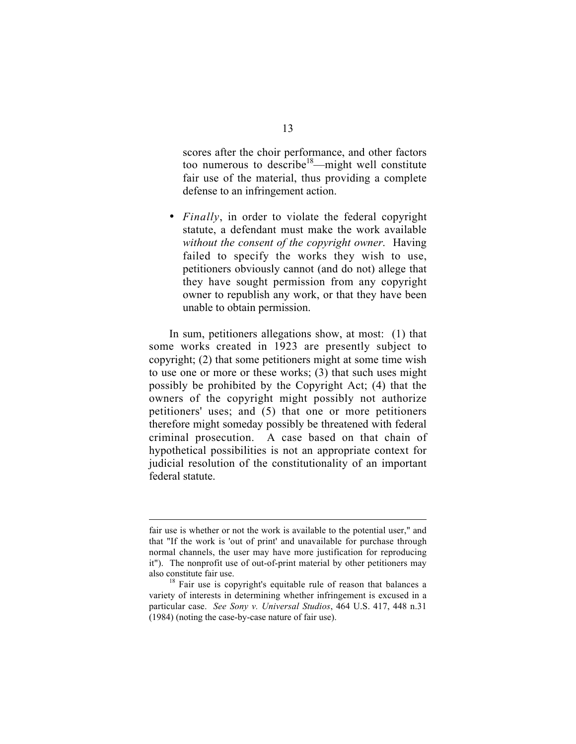scores after the choir performance, and other factors too numerous to describe[18]—might well constitute fair use of the material, thus providing a complete defense to an infringement action.

- *Finally*, in order to violate the federal copyright statute, a defendant must make the work available *without the consent of the copyright owner*. Having failed to specify the works they wish to use, petitioners obviously cannot (and do not) allege that they have sought permission from any copyright owner to republish any work, or that they have been unable to obtain permission.

In sum, petitioners allegations show, at most: (1) that some works created in 1923 are presently subject to copyright; (2) that some petitioners might at some time wish to use one or more or these works; (3) that such uses might possibly be prohibited by the Copyright Act; (4) that the owners of the copyright might possibly not authorize petitioners' uses; and (5) that one or more petitioners therefore might someday possibly be threatened with federal criminal prosecution. A case based on that chain of hypothetical possibilities is not an appropriate context for judicial resolution of the constitutionality of an important federal statute.

---

fair use is whether or not the work is available to the potential user," and that "If the work is 'out of print' and unavailable for purchase through normal channels, the user may have more justification for reproducing it"). The nonprofit use of out-of-print material by other petitioners may also constitute fair use.

[18] Fair use is copyright's equitable rule of reason that balances a variety of interests in determining whether infringement is excused in a particular case. *See Sony v. Universal Studios*, 464 U.S. 417, 448 n.31 (1984) (noting the case-by-case nature of fair use).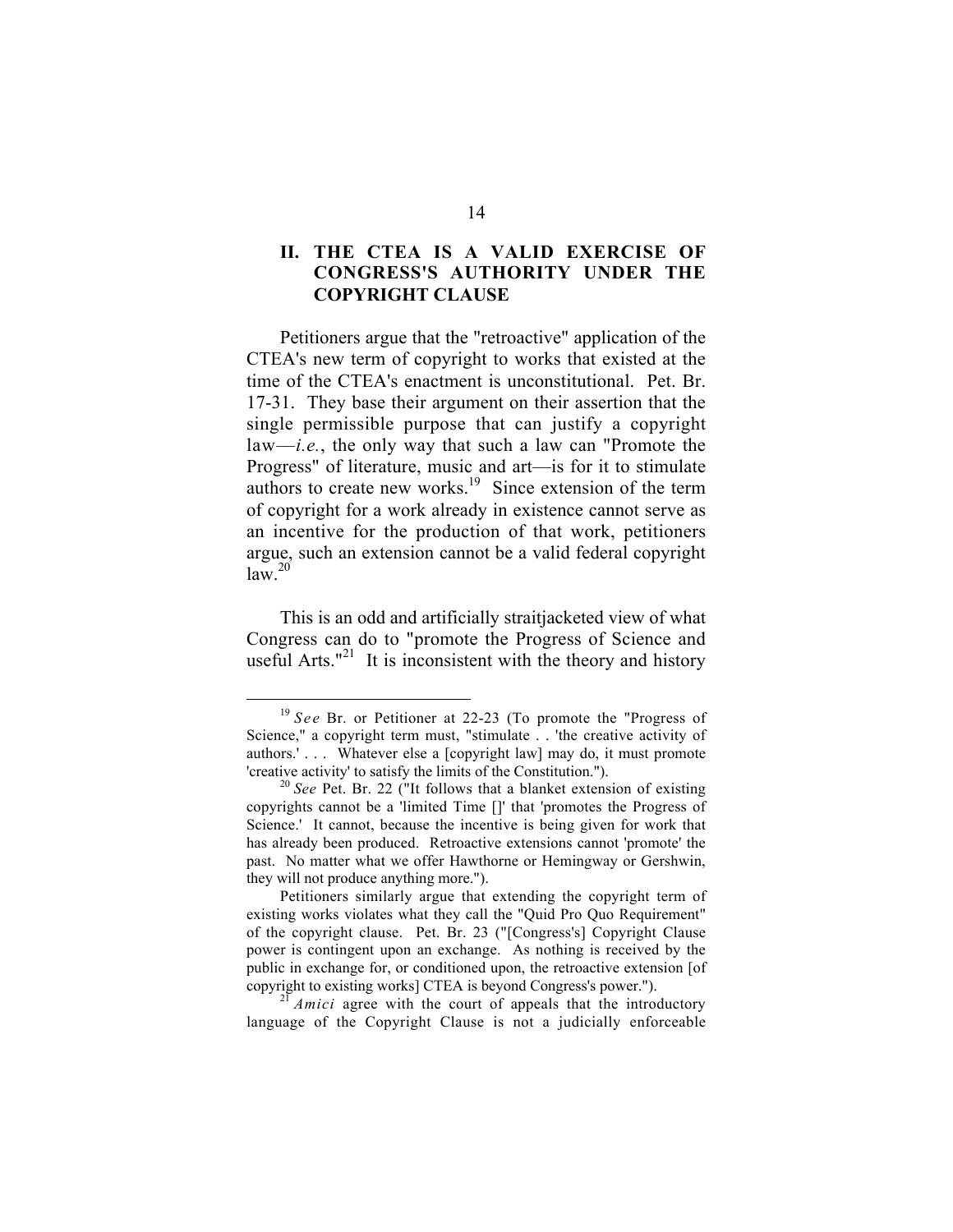## II. THE CTEA IS A VALID EXERCISE OF CONGRESS'S AUTHORITY UNDER THE COPYRIGHT CLAUSE

Petitioners argue that the "retroactive" application of the CTEA's new term of copyright to works that existed at the time of the CTEA's enactment is unconstitutional. Pet. Br. 17-31. They base their argument on their assertion that the single permissible purpose that can justify a copyright law—*i.e.*, the only way that such a law can "Promote the Progress" of literature, music and art—is for it to stimulate authors to create new works.[19] Since extension of the term of copyright for a work already in existence cannot serve as an incentive for the production of that work, petitioners argue, such an extension cannot be a valid federal copyright law.[20]

This is an odd and artificially straitjacketed view of what Congress can do to "promote the Progress of Science and useful Arts."[21] It is inconsistent with the theory and history

---

[19] *See* Br. or Petitioner at 22-23 (To promote the "Progress of Science," a copyright term must, "stimulate . . 'the creative activity of authors.' . . . Whatever else a [copyright law] may do, it must promote 'creative activity' to satisfy the limits of the Constitution.").

[20] *See* Pet. Br. 22 ("It follows that a blanket extension of existing copyrights cannot be a 'limited Time []' that 'promotes the Progress of Science.' It cannot, because the incentive is being given for work that has already been produced. Retroactive extensions cannot 'promote' the past. No matter what we offer Hawthorne or Hemingway or Gershwin, they will not produce anything more.").

Petitioners similarly argue that extending the copyright term of existing works violates what they call the "Quid Pro Quo Requirement" of the copyright clause. Pet. Br. 23 ("[Congress's] Copyright Clause power is contingent upon an exchange. As nothing is received by the public in exchange for, or conditioned upon, the retroactive extension [of copyright to existing works] CTEA is beyond Congress's power.").

[21] *Amici* agree with the court of appeals that the introductory language of the Copyright Clause is not a judicially enforceable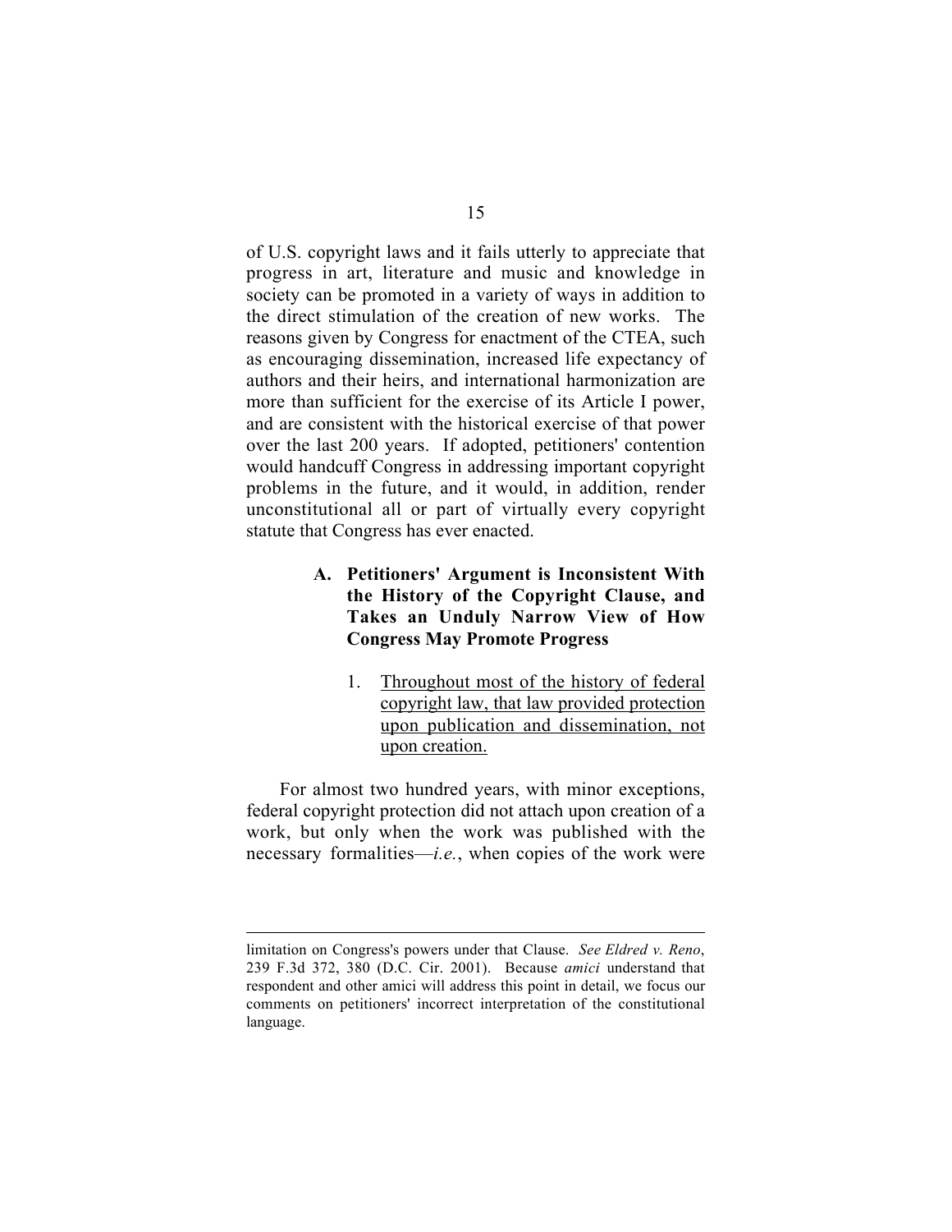of U.S. copyright laws and it fails utterly to appreciate that progress in art, literature and music and knowledge in society can be promoted in a variety of ways in addition to the direct stimulation of the creation of new works. The reasons given by Congress for enactment of the CTEA, such as encouraging dissemination, increased life expectancy of authors and their heirs, and international harmonization are more than sufficient for the exercise of its Article I power, and are consistent with the historical exercise of that power over the last 200 years. If adopted, petitioners' contention would handcuff Congress in addressing important copyright problems in the future, and it would, in addition, render unconstitutional all or part of virtually every copyright statute that Congress has ever enacted.

### A. Petitioners' Argument is Inconsistent With the History of the Copyright Clause, and Takes an Unduly Narrow View of How Congress May Promote Progress

1. <u>Throughout most of the history of federal copyright law, that law provided protection upon publication and dissemination, not upon creation.</u>

For almost two hundred years, with minor exceptions, federal copyright protection did not attach upon creation of a work, but only when the work was published with the necessary formalities—*i.e.*, when copies of the work were

---

limitation on Congress's powers under that Clause. *See Eldred v. Reno*, 239 F.3d 372, 380 (D.C. Cir. 2001). Because *amici* understand that respondent and other amici will address this point in detail, we focus our comments on petitioners' incorrect interpretation of the constitutional language.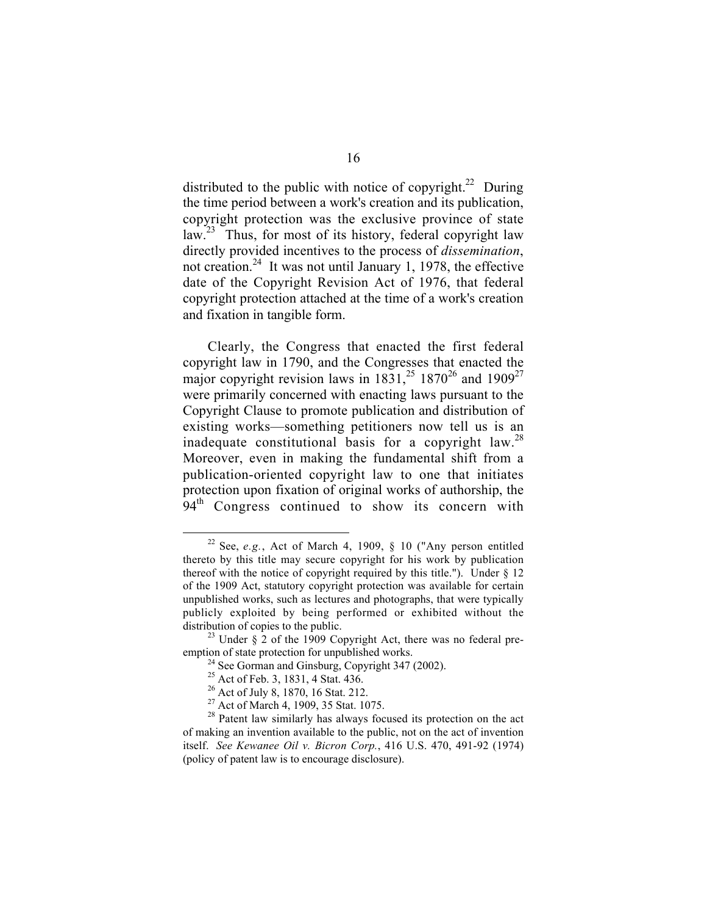distributed to the public with notice of copyright.[22] During the time period between a work's creation and its publication, copyright protection was the exclusive province of state law.[23] Thus, for most of its history, federal copyright law directly provided incentives to the process of *dissemination*, not creation.[24] It was not until January 1, 1978, the effective date of the Copyright Revision Act of 1976, that federal copyright protection attached at the time of a work's creation and fixation in tangible form.

Clearly, the Congress that enacted the first federal copyright law in 1790, and the Congresses that enacted the major copyright revision laws in 1831,[25] 1870[26] and 1909[27] were primarily concerned with enacting laws pursuant to the Copyright Clause to promote publication and distribution of existing works—something petitioners now tell us is an inadequate constitutional basis for a copyright law.[28] Moreover, even in making the fundamental shift from a publication-oriented copyright law to one that initiates protection upon fixation of original works of authorship, the 94th Congress continued to show its concern with

---

[22] See, *e.g.*, Act of March 4, 1909, § 10 ("Any person entitled thereto by this title may secure copyright for his work by publication thereof with the notice of copyright required by this title."). Under § 12 of the 1909 Act, statutory copyright protection was available for certain unpublished works, such as lectures and photographs, that were typically publicly exploited by being performed or exhibited without the distribution of copies to the public.

[23] Under § 2 of the 1909 Copyright Act, there was no federal pre-emption of state protection for unpublished works.

[24] See Gorman and Ginsburg, Copyright 347 (2002).

[25] Act of Feb. 3, 1831, 4 Stat. 436.

[26] Act of July 8, 1870, 16 Stat. 212.

[27] Act of March 4, 1909, 35 Stat. 1075.

[28] Patent law similarly has always focused its protection on the act of making an invention available to the public, not on the act of invention itself. *See Kewanee Oil v. Bicron Corp.*, 416 U.S. 470, 491-92 (1974) (policy of patent law is to encourage disclosure).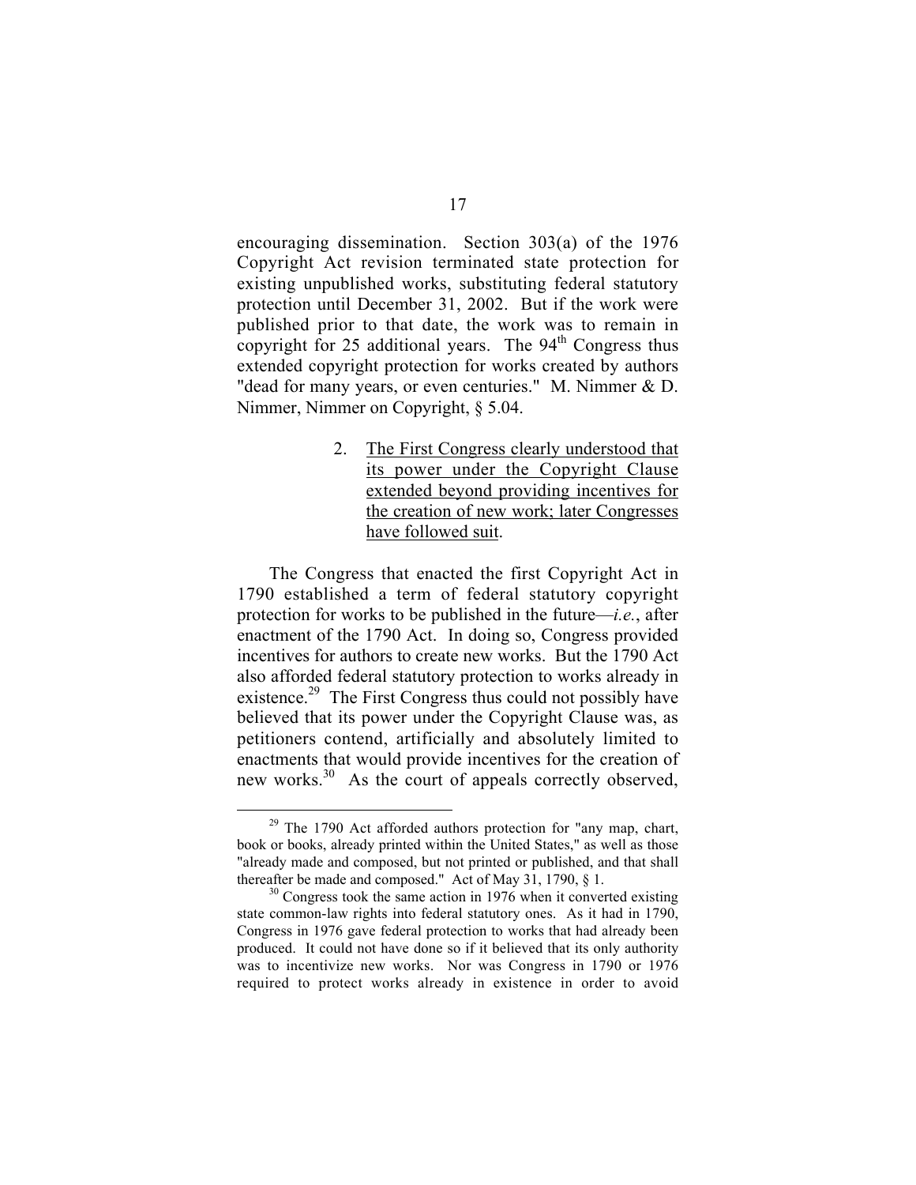encouraging dissemination. Section 303(a) of the 1976 Copyright Act revision terminated state protection for existing unpublished works, substituting federal statutory protection until December 31, 2002. But if the work were published prior to that date, the work was to remain in copyright for 25 additional years. The 94th Congress thus extended copyright protection for works created by authors "dead for many years, or even centuries." M. Nimmer & D. Nimmer, Nimmer on Copyright, § 5.04.

2. <u>The First Congress clearly understood that its power under the Copyright Clause extended beyond providing incentives for the creation of new work; later Congresses have followed suit</u>.

The Congress that enacted the first Copyright Act in 1790 established a term of federal statutory copyright protection for works to be published in the future—*i.e.*, after enactment of the 1790 Act. In doing so, Congress provided incentives for authors to create new works. But the 1790 Act also afforded federal statutory protection to works already in existence.[29] The First Congress thus could not possibly have believed that its power under the Copyright Clause was, as petitioners contend, artificially and absolutely limited to enactments that would provide incentives for the creation of new works.[30] As the court of appeals correctly observed,

---

[29] The 1790 Act afforded authors protection for "any map, chart, book or books, already printed within the United States," as well as those "already made and composed, but not printed or published, and that shall thereafter be made and composed." Act of May 31, 1790, § 1.

[30] Congress took the same action in 1976 when it converted existing state common-law rights into federal statutory ones. As it had in 1790, Congress in 1976 gave federal protection to works that had already been produced. It could not have done so if it believed that its only authority was to incentivize new works. Nor was Congress in 1790 or 1976 required to protect works already in existence in order to avoid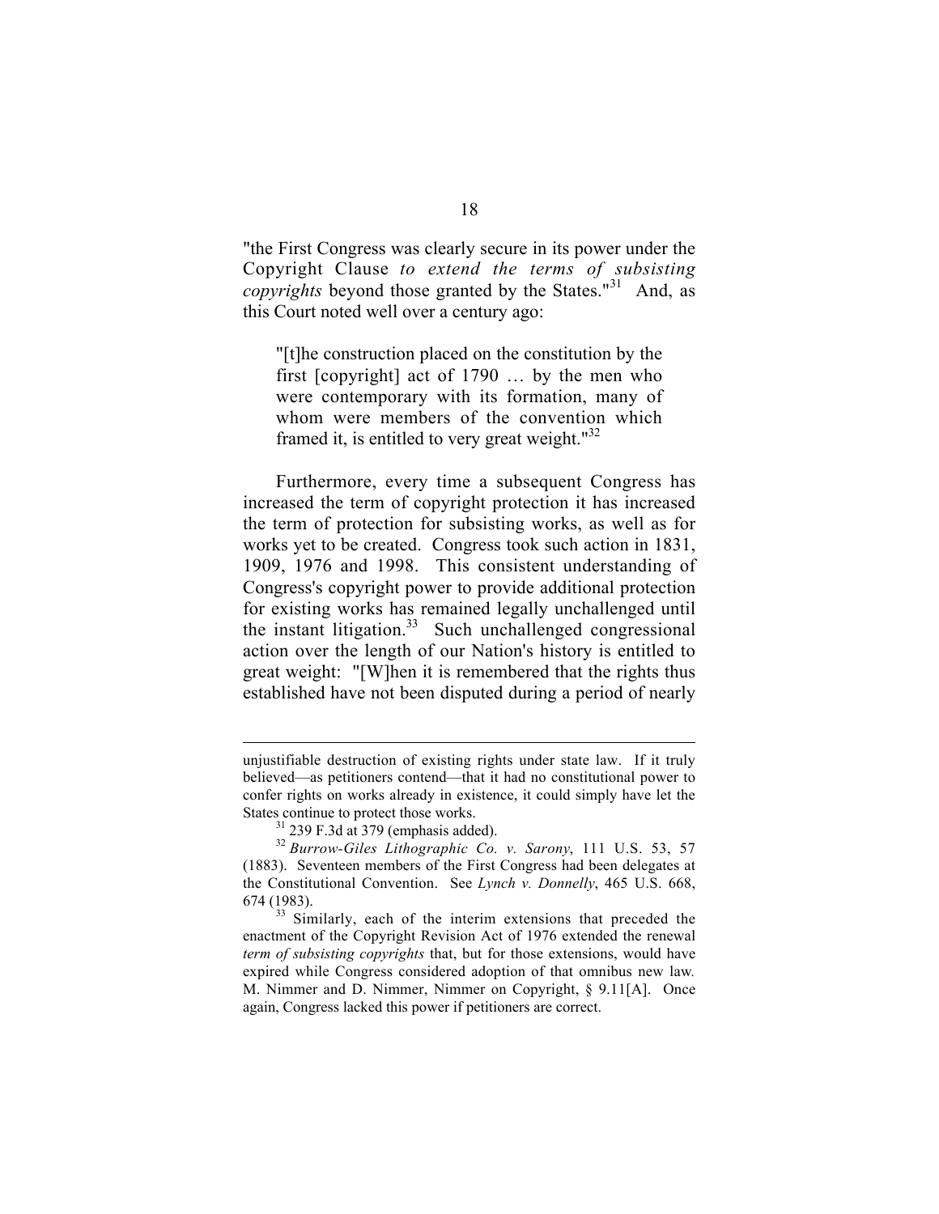"the First Congress was clearly secure in its power under the Copyright Clause *to extend the terms of subsisting copyrights* beyond those granted by the States."[31] And, as this Court noted well over a century ago:

> "[t]he construction placed on the constitution by the first [copyright] act of 1790 … by the men who were contemporary with its formation, many of whom were members of the convention which framed it, is entitled to very great weight."[32]

Furthermore, every time a subsequent Congress has increased the term of copyright protection it has increased the term of protection for subsisting works, as well as for works yet to be created. Congress took such action in 1831, 1909, 1976 and 1998. This consistent understanding of Congress's copyright power to provide additional protection for existing works has remained legally unchallenged until the instant litigation.[33] Such unchallenged congressional action over the length of our Nation's history is entitled to great weight: "[W]hen it is remembered that the rights thus established have not been disputed during a period of nearly

---

unjustifiable destruction of existing rights under state law. If it truly believed—as petitioners contend—that it had no constitutional power to confer rights on works already in existence, it could simply have let the States continue to protect those works.

[31] 239 F.3d at 379 (emphasis added).

[32] *Burrow-Giles Lithographic Co. v. Sarony*, 111 U.S. 53, 57 (1883). Seventeen members of the First Congress had been delegates at the Constitutional Convention. See *Lynch v. Donnelly*, 465 U.S. 668, 674 (1983).

[33] Similarly, each of the interim extensions that preceded the enactment of the Copyright Revision Act of 1976 extended the renewal *term of subsisting copyrights* that, but for those extensions, would have expired while Congress considered adoption of that omnibus new law. M. Nimmer and D. Nimmer, Nimmer on Copyright, § 9.11[A]. Once again, Congress lacked this power if petitioners are correct.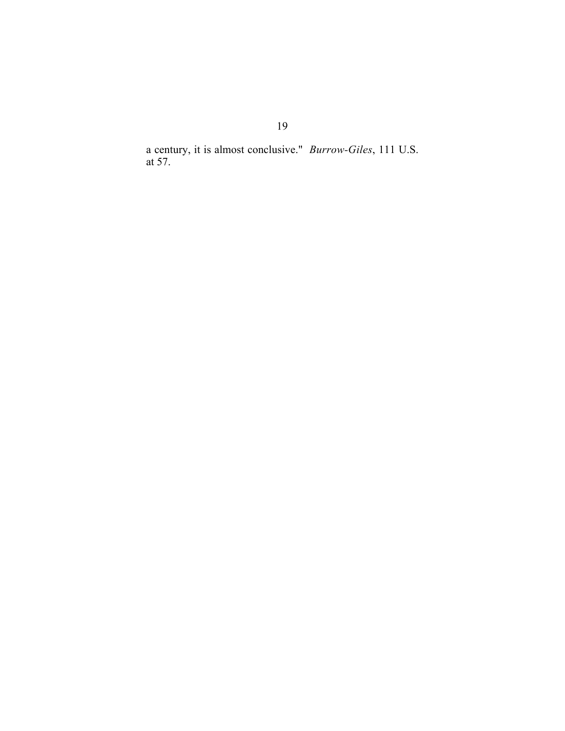a century, it is almost conclusive." *Burrow-Giles*, 111 U.S. at 57.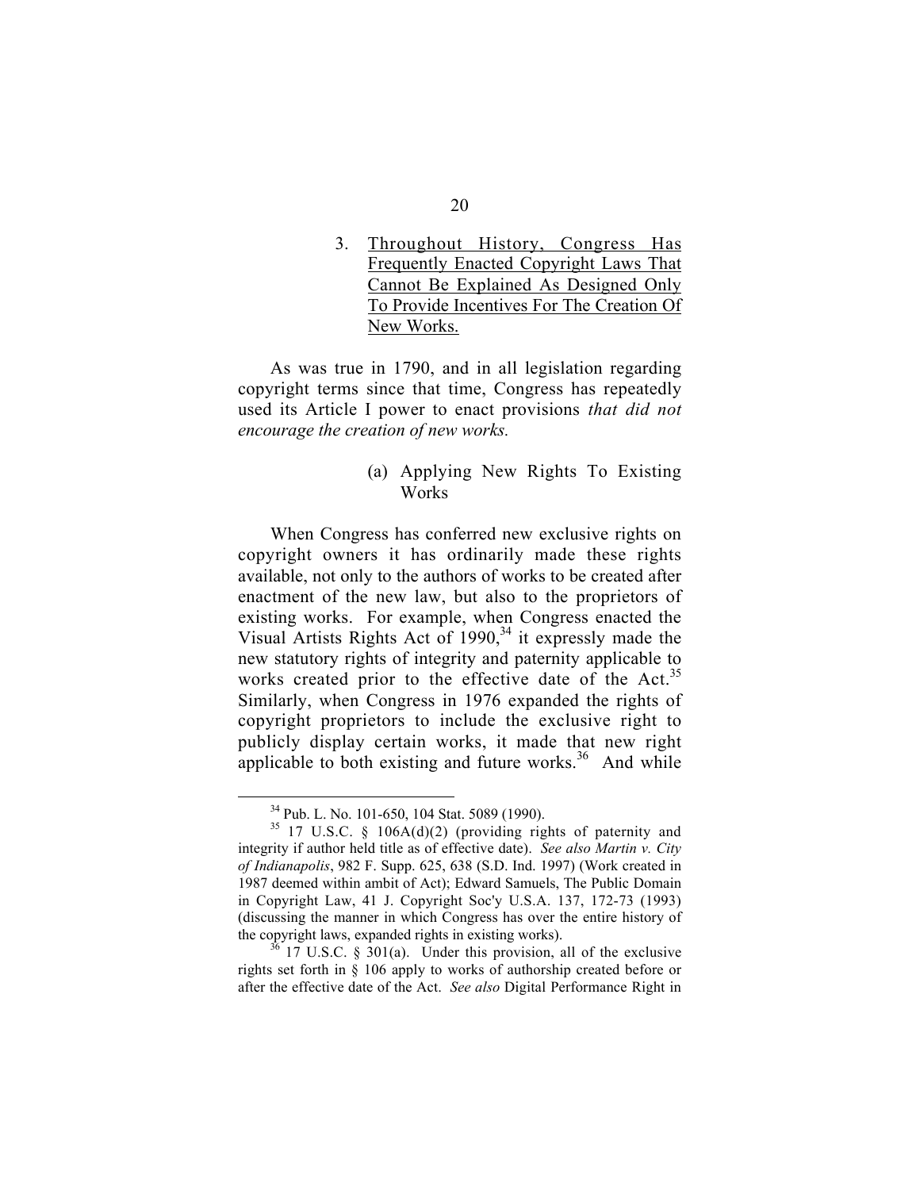3. <u>Throughout History, Congress Has Frequently Enacted Copyright Laws That Cannot Be Explained As Designed Only To Provide Incentives For The Creation Of New Works.</u>

As was true in 1790, and in all legislation regarding copyright terms since that time, Congress has repeatedly used its Article I power to enact provisions *that did not encourage the creation of new works.*

(a) Applying New Rights To Existing Works

When Congress has conferred new exclusive rights on copyright owners it has ordinarily made these rights available, not only to the authors of works to be created after enactment of the new law, but also to the proprietors of existing works. For example, when Congress enacted the Visual Artists Rights Act of 1990,[34] it expressly made the new statutory rights of integrity and paternity applicable to works created prior to the effective date of the Act.[35] Similarly, when Congress in 1976 expanded the rights of copyright proprietors to include the exclusive right to publicly display certain works, it made that new right applicable to both existing and future works.[36] And while

---

[34] Pub. L. No. 101-650, 104 Stat. 5089 (1990).

[35] 17 U.S.C. § 106A(d)(2) (providing rights of paternity and integrity if author held title as of effective date). *See also Martin v. City of Indianapolis*, 982 F. Supp. 625, 638 (S.D. Ind. 1997) (Work created in 1987 deemed within ambit of Act); Edward Samuels, The Public Domain in Copyright Law, 41 J. Copyright Soc'y U.S.A. 137, 172-73 (1993) (discussing the manner in which Congress has over the entire history of the copyright laws, expanded rights in existing works).

[36] 17 U.S.C. § 301(a). Under this provision, all of the exclusive rights set forth in § 106 apply to works of authorship created before or after the effective date of the Act. *See also* Digital Performance Right in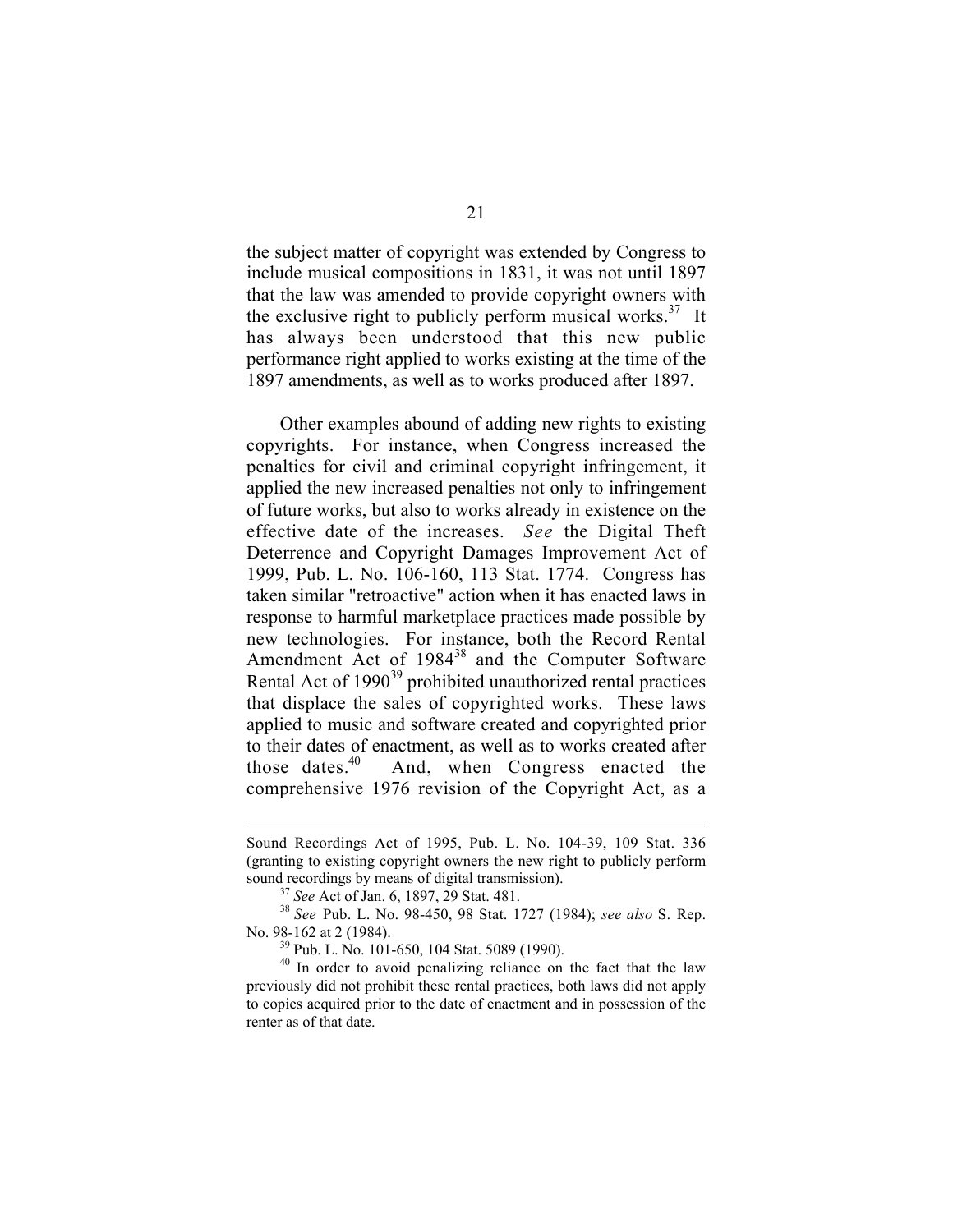the subject matter of copyright was extended by Congress to include musical compositions in 1831, it was not until 1897 that the law was amended to provide copyright owners with the exclusive right to publicly perform musical works.[37] It has always been understood that this new public performance right applied to works existing at the time of the 1897 amendments, as well as to works produced after 1897.

Other examples abound of adding new rights to existing copyrights. For instance, when Congress increased the penalties for civil and criminal copyright infringement, it applied the new increased penalties not only to infringement of future works, but also to works already in existence on the effective date of the increases. *See* the Digital Theft Deterrence and Copyright Damages Improvement Act of 1999, Pub. L. No. 106-160, 113 Stat. 1774. Congress has taken similar "retroactive" action when it has enacted laws in response to harmful marketplace practices made possible by new technologies. For instance, both the Record Rental Amendment Act of 1984[38] and the Computer Software Rental Act of 1990[39] prohibited unauthorized rental practices that displace the sales of copyrighted works. These laws applied to music and software created and copyrighted prior to their dates of enactment, as well as to works created after those dates.[40] And, when Congress enacted the comprehensive 1976 revision of the Copyright Act, as a

---

Sound Recordings Act of 1995, Pub. L. No. 104-39, 109 Stat. 336 (granting to existing copyright owners the new right to publicly perform sound recordings by means of digital transmission).

[37] *See* Act of Jan. 6, 1897, 29 Stat. 481.

[38] *See* Pub. L. No. 98-450, 98 Stat. 1727 (1984); *see also* S. Rep. No. 98-162 at 2 (1984).

[39] Pub. L. No. 101-650, 104 Stat. 5089 (1990).

[40] In order to avoid penalizing reliance on the fact that the law previously did not prohibit these rental practices, both laws did not apply to copies acquired prior to the date of enactment and in possession of the renter as of that date.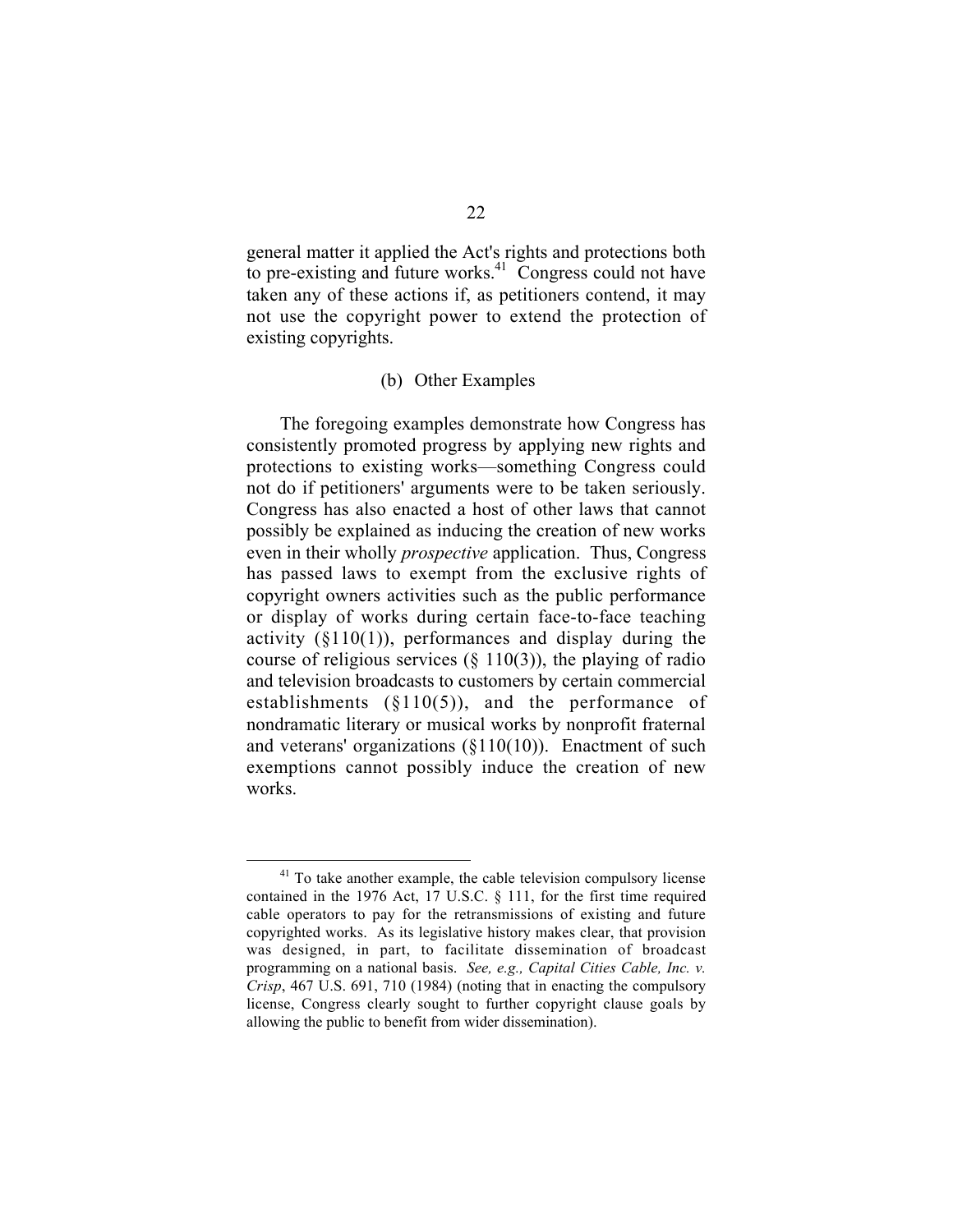general matter it applied the Act's rights and protections both to pre-existing and future works.[41] Congress could not have taken any of these actions if, as petitioners contend, it may not use the copyright power to extend the protection of existing copyrights.

### (b) Other Examples

The foregoing examples demonstrate how Congress has consistently promoted progress by applying new rights and protections to existing works—something Congress could not do if petitioners' arguments were to be taken seriously. Congress has also enacted a host of other laws that cannot possibly be explained as inducing the creation of new works even in their wholly *prospective* application. Thus, Congress has passed laws to exempt from the exclusive rights of copyright owners activities such as the public performance or display of works during certain face-to-face teaching activity (§110(1)), performances and display during the course of religious services (§ 110(3)), the playing of radio and television broadcasts to customers by certain commercial establishments (§110(5)), and the performance of nondramatic literary or musical works by nonprofit fraternal and veterans' organizations (§110(10)). Enactment of such exemptions cannot possibly induce the creation of new works.

---

[41] To take another example, the cable television compulsory license contained in the 1976 Act, 17 U.S.C. § 111, for the first time required cable operators to pay for the retransmissions of existing and future copyrighted works. As its legislative history makes clear, that provision was designed, in part, to facilitate dissemination of broadcast programming on a national basis. *See, e.g., Capital Cities Cable, Inc. v. Crisp*, 467 U.S. 691, 710 (1984) (noting that in enacting the compulsory license, Congress clearly sought to further copyright clause goals by allowing the public to benefit from wider dissemination).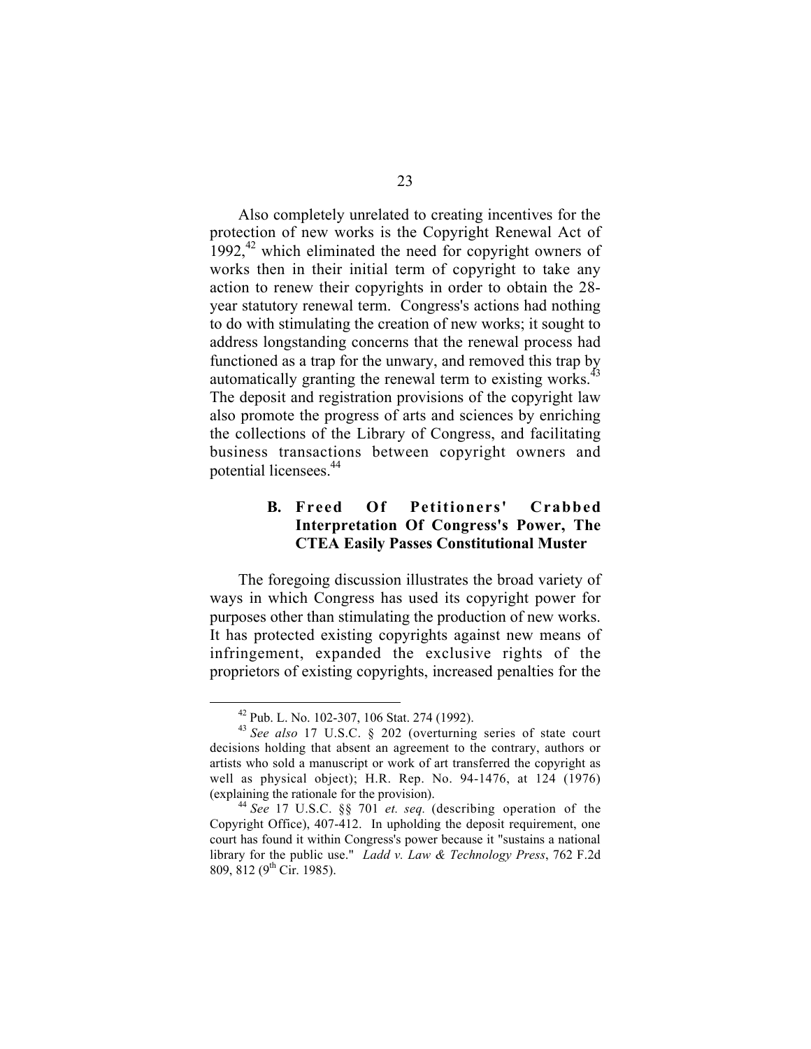Also completely unrelated to creating incentives for the protection of new works is the Copyright Renewal Act of 1992,[42] which eliminated the need for copyright owners of works then in their initial term of copyright to take any action to renew their copyrights in order to obtain the 28-year statutory renewal term. Congress's actions had nothing to do with stimulating the creation of new works; it sought to address longstanding concerns that the renewal process had functioned as a trap for the unwary, and removed this trap by automatically granting the renewal term to existing works.[43] The deposit and registration provisions of the copyright law also promote the progress of arts and sciences by enriching the collections of the Library of Congress, and facilitating business transactions between copyright owners and potential licensees.[44]

### B. Freed Of Petitioners' Crabbed Interpretation Of Congress's Power, The CTEA Easily Passes Constitutional Muster

The foregoing discussion illustrates the broad variety of ways in which Congress has used its copyright power for purposes other than stimulating the production of new works. It has protected existing copyrights against new means of infringement, expanded the exclusive rights of the proprietors of existing copyrights, increased penalties for the

---

[42] Pub. L. No. 102-307, 106 Stat. 274 (1992).

[43] *See also* 17 U.S.C. § 202 (overturning series of state court decisions holding that absent an agreement to the contrary, authors or artists who sold a manuscript or work of art transferred the copyright as well as physical object); H.R. Rep. No. 94-1476, at 124 (1976) (explaining the rationale for the provision).

[44] *See* 17 U.S.C. §§ 701 *et. seq.* (describing operation of the Copyright Office), 407-412. In upholding the deposit requirement, one court has found it within Congress's power because it "sustains a national library for the public use." *Ladd v. Law & Technology Press*, 762 F.2d 809, 812 (9th Cir. 1985).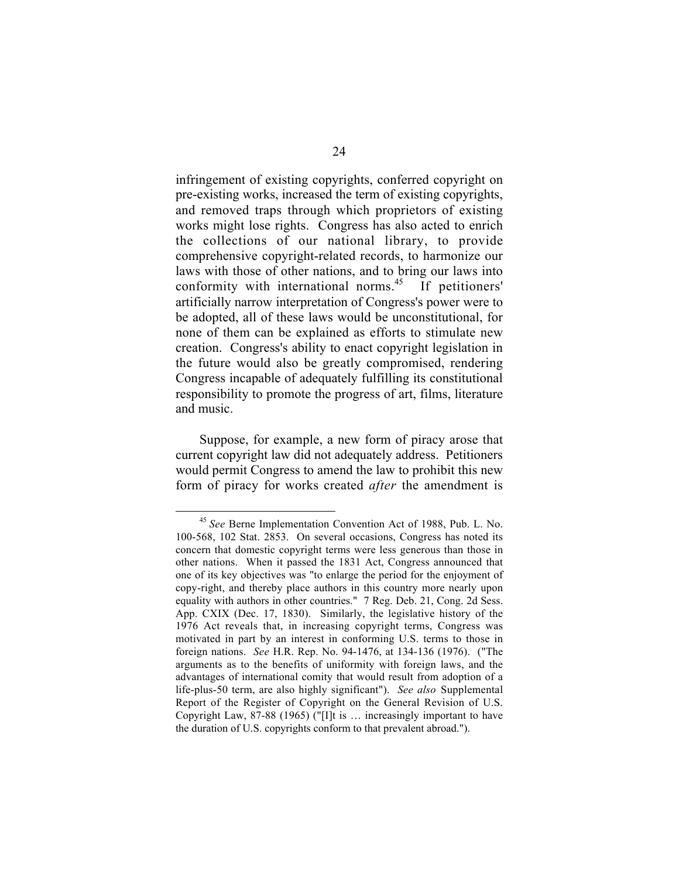infringement of existing copyrights, conferred copyright on pre-existing works, increased the term of existing copyrights, and removed traps through which proprietors of existing works might lose rights. Congress has also acted to enrich the collections of our national library, to provide comprehensive copyright-related records, to harmonize our laws with those of other nations, and to bring our laws into conformity with international norms.[45] If petitioners' artificially narrow interpretation of Congress's power were to be adopted, all of these laws would be unconstitutional, for none of them can be explained as efforts to stimulate new creation. Congress's ability to enact copyright legislation in the future would also be greatly compromised, rendering Congress incapable of adequately fulfilling its constitutional responsibility to promote the progress of art, films, literature and music.

Suppose, for example, a new form of piracy arose that current copyright law did not adequately address. Petitioners would permit Congress to amend the law to prohibit this new form of piracy for works created *after* the amendment is

---

[45] *See* Berne Implementation Convention Act of 1988, Pub. L. No. 100-568, 102 Stat. 2853. On several occasions, Congress has noted its concern that domestic copyright terms were less generous than those in other nations. When it passed the 1831 Act, Congress announced that one of its key objectives was "to enlarge the period for the enjoyment of copy-right, and thereby place authors in this country more nearly upon equality with authors in other countries." 7 Reg. Deb. 21, Cong. 2d Sess. App. CXIX (Dec. 17, 1830). Similarly, the legislative history of the 1976 Act reveals that, in increasing copyright terms, Congress was motivated in part by an interest in conforming U.S. terms to those in foreign nations. *See* H.R. Rep. No. 94-1476, at 134-136 (1976). ("The arguments as to the benefits of uniformity with foreign laws, and the advantages of international comity that would result from adoption of a life-plus-50 term, are also highly significant"). *See also* Supplemental Report of the Register of Copyright on the General Revision of U.S. Copyright Law, 87-88 (1965) ("[I]t is … increasingly important to have the duration of U.S. copyrights conform to that prevalent abroad.").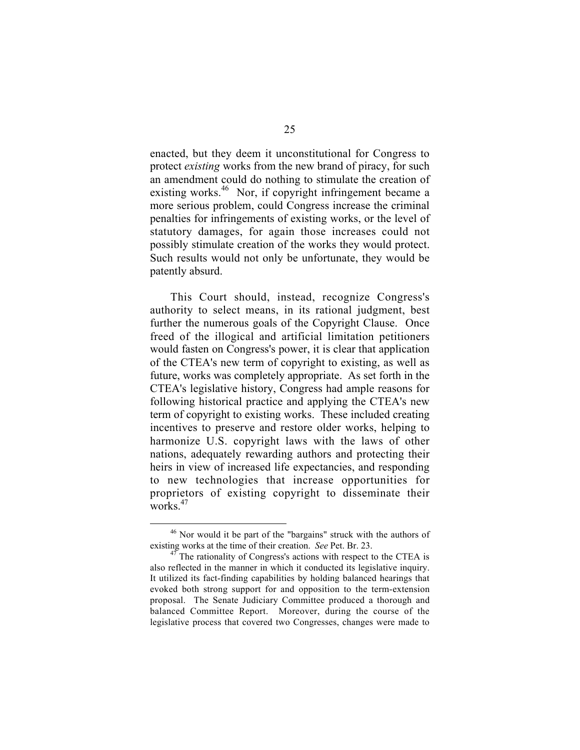enacted, but they deem it unconstitutional for Congress to protect *existing* works from the new brand of piracy, for such an amendment could do nothing to stimulate the creation of existing works.[46] Nor, if copyright infringement became a more serious problem, could Congress increase the criminal penalties for infringements of existing works, or the level of statutory damages, for again those increases could not possibly stimulate creation of the works they would protect. Such results would not only be unfortunate, they would be patently absurd.

This Court should, instead, recognize Congress's authority to select means, in its rational judgment, best further the numerous goals of the Copyright Clause. Once freed of the illogical and artificial limitation petitioners would fasten on Congress's power, it is clear that application of the CTEA's new term of copyright to existing, as well as future, works was completely appropriate. As set forth in the CTEA's legislative history, Congress had ample reasons for following historical practice and applying the CTEA's new term of copyright to existing works. These included creating incentives to preserve and restore older works, helping to harmonize U.S. copyright laws with the laws of other nations, adequately rewarding authors and protecting their heirs in view of increased life expectancies, and responding to new technologies that increase opportunities for proprietors of existing copyright to disseminate their works.[47]

---

[46] Nor would it be part of the "bargains" struck with the authors of existing works at the time of their creation. *See* Pet. Br. 23.

[47] The rationality of Congress's actions with respect to the CTEA is also reflected in the manner in which it conducted its legislative inquiry. It utilized its fact-finding capabilities by holding balanced hearings that evoked both strong support for and opposition to the term-extension proposal. The Senate Judiciary Committee produced a thorough and balanced Committee Report. Moreover, during the course of the legislative process that covered two Congresses, changes were made to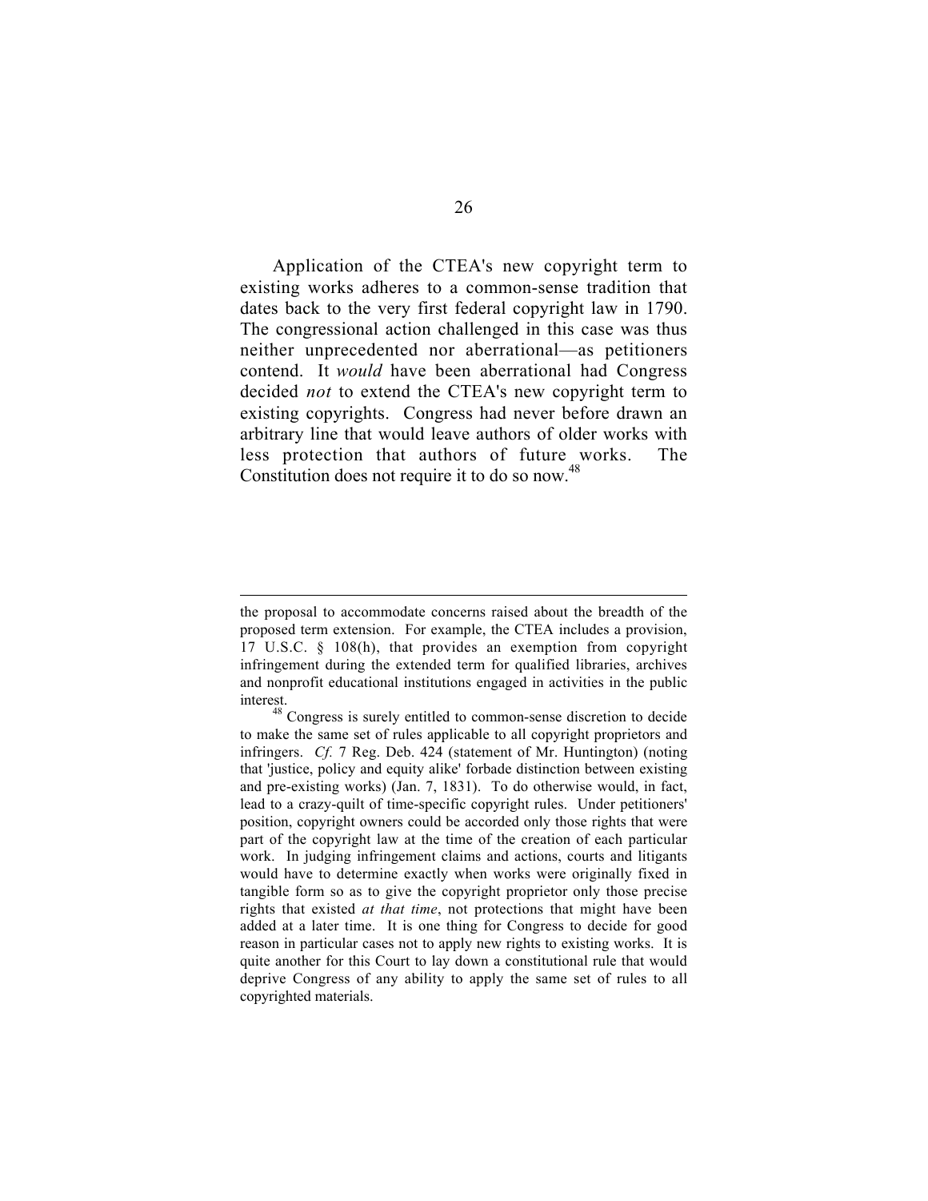Application of the CTEA's new copyright term to existing works adheres to a common-sense tradition that dates back to the very first federal copyright law in 1790. The congressional action challenged in this case was thus neither unprecedented nor aberrational—as petitioners contend. It *would* have been aberrational had Congress decided *not* to extend the CTEA's new copyright term to existing copyrights. Congress had never before drawn an arbitrary line that would leave authors of older works with less protection that authors of future works. The Constitution does not require it to do so now.[48]

---

the proposal to accommodate concerns raised about the breadth of the proposed term extension. For example, the CTEA includes a provision, 17 U.S.C. § 108(h), that provides an exemption from copyright infringement during the extended term for qualified libraries, archives and nonprofit educational institutions engaged in activities in the public interest.

[48] Congress is surely entitled to common-sense discretion to decide to make the same set of rules applicable to all copyright proprietors and infringers. *Cf.* 7 Reg. Deb. 424 (statement of Mr. Huntington) (noting that 'justice, policy and equity alike' forbade distinction between existing and pre-existing works) (Jan. 7, 1831). To do otherwise would, in fact, lead to a crazy-quilt of time-specific copyright rules. Under petitioners' position, copyright owners could be accorded only those rights that were part of the copyright law at the time of the creation of each particular work. In judging infringement claims and actions, courts and litigants would have to determine exactly when works were originally fixed in tangible form so as to give the copyright proprietor only those precise rights that existed *at that time*, not protections that might have been added at a later time. It is one thing for Congress to decide for good reason in particular cases not to apply new rights to existing works. It is quite another for this Court to lay down a constitutional rule that would deprive Congress of any ability to apply the same set of rules to all copyrighted materials.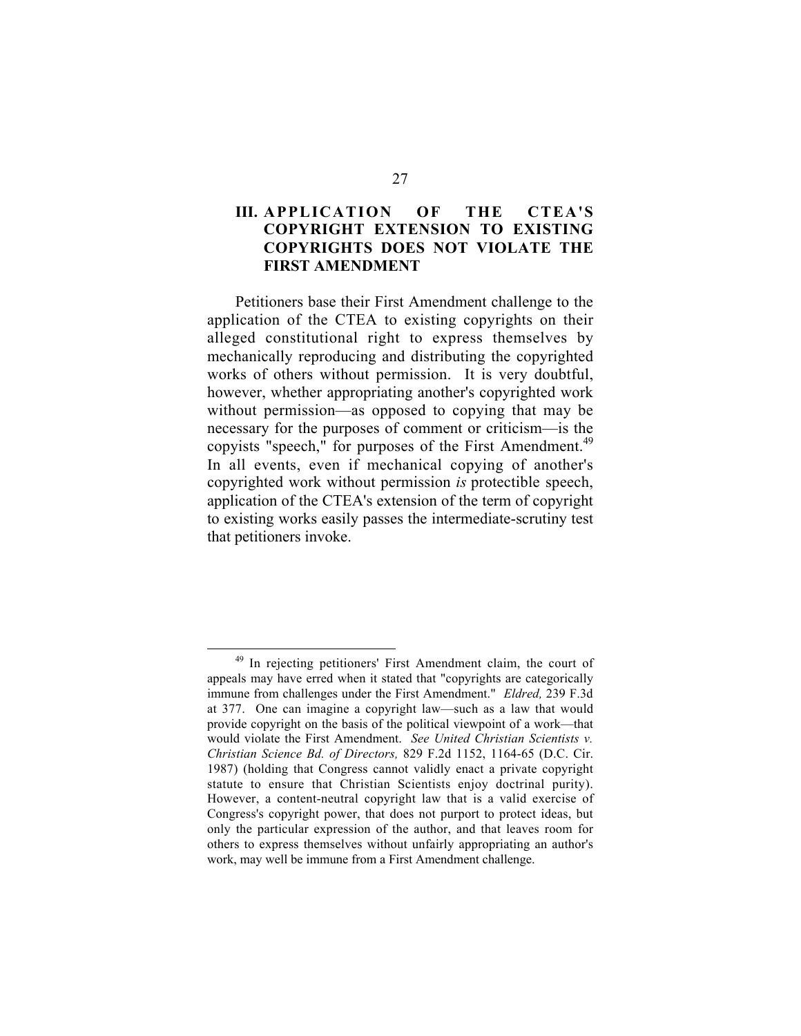### III. APPLICATION OF THE CTEA'S COPYRIGHT EXTENSION TO EXISTING COPYRIGHTS DOES NOT VIOLATE THE FIRST AMENDMENT

Petitioners base their First Amendment challenge to the application of the CTEA to existing copyrights on their alleged constitutional right to express themselves by mechanically reproducing and distributing the copyrighted works of others without permission. It is very doubtful, however, whether appropriating another's copyrighted work without permission—as opposed to copying that may be necessary for the purposes of comment or criticism—is the copyists "speech," for purposes of the First Amendment.[49] In all events, even if mechanical copying of another's copyrighted work without permission *is* protectible speech, application of the CTEA's extension of the term of copyright to existing works easily passes the intermediate-scrutiny test that petitioners invoke.

---

[49] In rejecting petitioners' First Amendment claim, the court of appeals may have erred when it stated that "copyrights are categorically immune from challenges under the First Amendment." *Eldred,* 239 F.3d at 377. One can imagine a copyright law—such as a law that would provide copyright on the basis of the political viewpoint of a work—that would violate the First Amendment. *See United Christian Scientists v. Christian Science Bd. of Directors,* 829 F.2d 1152, 1164-65 (D.C. Cir. 1987) (holding that Congress cannot validly enact a private copyright statute to ensure that Christian Scientists enjoy doctrinal purity). However, a content-neutral copyright law that is a valid exercise of Congress's copyright power, that does not purport to protect ideas, but only the particular expression of the author, and that leaves room for others to express themselves without unfairly appropriating an author's work, may well be immune from a First Amendment challenge.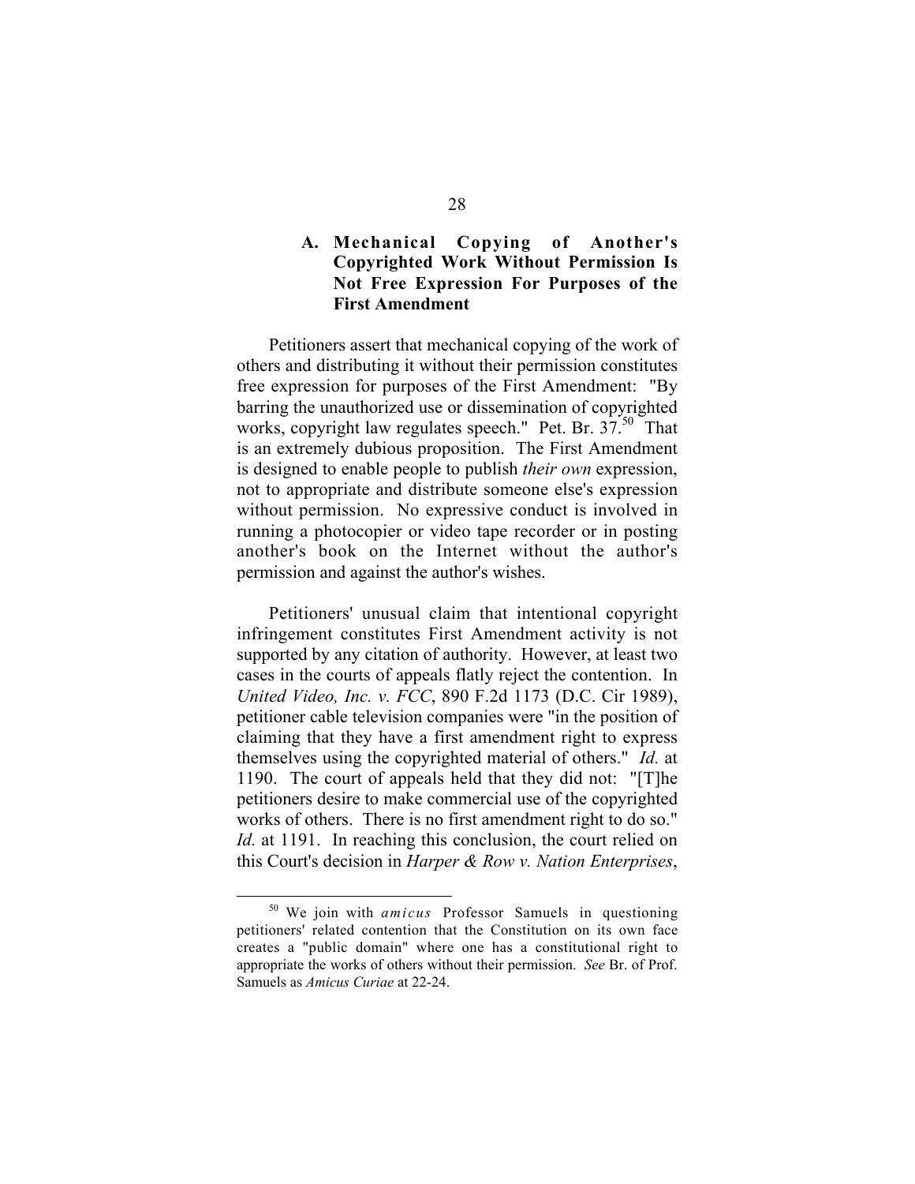### A. Mechanical Copying of Another's Copyrighted Work Without Permission Is Not Free Expression For Purposes of the First Amendment

Petitioners assert that mechanical copying of the work of others and distributing it without their permission constitutes free expression for purposes of the First Amendment: "By barring the unauthorized use or dissemination of copyrighted works, copyright law regulates speech." Pet. Br. 37.[50] That is an extremely dubious proposition. The First Amendment is designed to enable people to publish *their own* expression, not to appropriate and distribute someone else's expression without permission. No expressive conduct is involved in running a photocopier or video tape recorder or in posting another's book on the Internet without the author's permission and against the author's wishes.

Petitioners' unusual claim that intentional copyright infringement constitutes First Amendment activity is not supported by any citation of authority. However, at least two cases in the courts of appeals flatly reject the contention. In *United Video, Inc. v. FCC*, 890 F.2d 1173 (D.C. Cir 1989), petitioner cable television companies were "in the position of claiming that they have a first amendment right to express themselves using the copyrighted material of others." *Id.* at 1190. The court of appeals held that they did not: "[T]he petitioners desire to make commercial use of the copyrighted works of others. There is no first amendment right to do so." *Id.* at 1191. In reaching this conclusion, the court relied on this Court's decision in *Harper & Row v. Nation Enterprises*,

---

[50] We join with *amicus* Professor Samuels in questioning petitioners' related contention that the Constitution on its own face creates a "public domain" where one has a constitutional right to appropriate the works of others without their permission. *See* Br. of Prof. Samuels as *Amicus Curiae* at 22-24.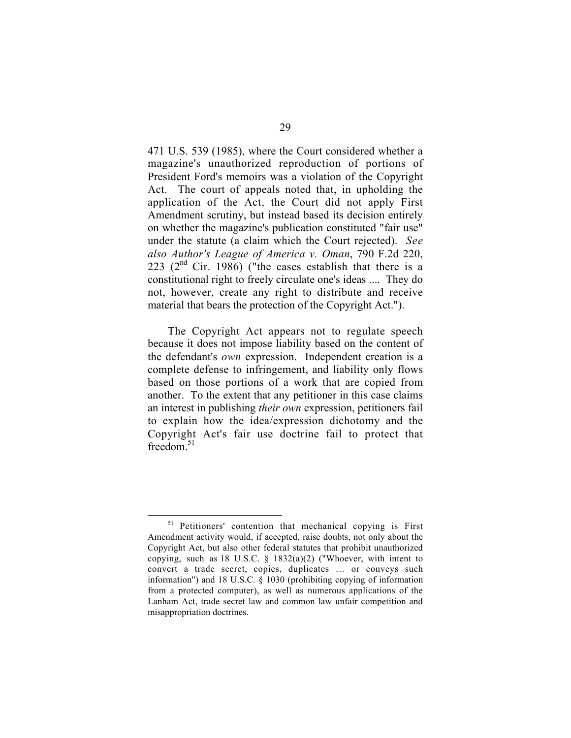471 U.S. 539 (1985), where the Court considered whether a magazine's unauthorized reproduction of portions of President Ford's memoirs was a violation of the Copyright Act. The court of appeals noted that, in upholding the application of the Act, the Court did not apply First Amendment scrutiny, but instead based its decision entirely on whether the magazine's publication constituted "fair use" under the statute (a claim which the Court rejected). *See also Author's League of America v. Oman*, 790 F.2d 220, 223 (2nd Cir. 1986) ("the cases establish that there is a constitutional right to freely circulate one's ideas .... They do not, however, create any right to distribute and receive material that bears the protection of the Copyright Act.").

The Copyright Act appears not to regulate speech because it does not impose liability based on the content of the defendant's *own* expression. Independent creation is a complete defense to infringement, and liability only flows based on those portions of a work that are copied from another. To the extent that any petitioner in this case claims an interest in publishing *their own* expression, petitioners fail to explain how the idea/expression dichotomy and the Copyright Act's fair use doctrine fail to protect that freedom.[51]

---

[51] Petitioners' contention that mechanical copying is First Amendment activity would, if accepted, raise doubts, not only about the Copyright Act, but also other federal statutes that prohibit unauthorized copying, such as 18 U.S.C. § 1832(a)(2) ("Whoever, with intent to convert a trade secret, copies, duplicates … or conveys such information") and 18 U.S.C. § 1030 (prohibiting copying of information from a protected computer), as well as numerous applications of the Lanham Act, trade secret law and common law unfair competition and misappropriation doctrines.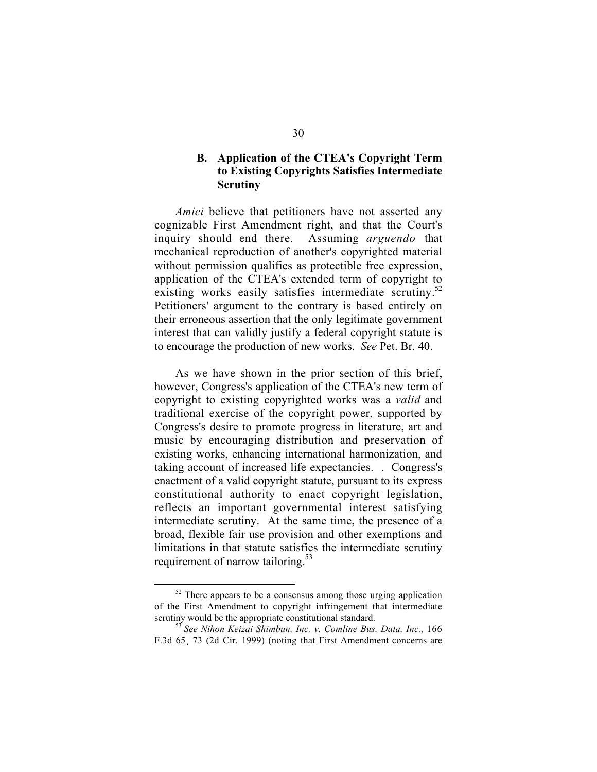### B. Application of the CTEA's Copyright Term to Existing Copyrights Satisfies Intermediate Scrutiny

*Amici* believe that petitioners have not asserted any cognizable First Amendment right, and that the Court's inquiry should end there. Assuming *arguendo* that mechanical reproduction of another's copyrighted material without permission qualifies as protectible free expression, application of the CTEA's extended term of copyright to existing works easily satisfies intermediate scrutiny.[52] Petitioners' argument to the contrary is based entirely on their erroneous assertion that the only legitimate government interest that can validly justify a federal copyright statute is to encourage the production of new works. *See* Pet. Br. 40.

As we have shown in the prior section of this brief, however, Congress's application of the CTEA's new term of copyright to existing copyrighted works was a *valid* and traditional exercise of the copyright power, supported by Congress's desire to promote progress in literature, art and music by encouraging distribution and preservation of existing works, enhancing international harmonization, and taking account of increased life expectancies. . Congress's enactment of a valid copyright statute, pursuant to its express constitutional authority to enact copyright legislation, reflects an important governmental interest satisfying intermediate scrutiny. At the same time, the presence of a broad, flexible fair use provision and other exemptions and limitations in that statute satisfies the intermediate scrutiny requirement of narrow tailoring.[53]

---

[52] There appears to be a consensus among those urging application of the First Amendment to copyright infringement that intermediate scrutiny would be the appropriate constitutional standard.

[53] *See Nihon Keizai Shimbun, Inc. v. Comline Bus. Data, Inc.,* 166 F.3d 65¸ 73 (2d Cir. 1999) (noting that First Amendment concerns are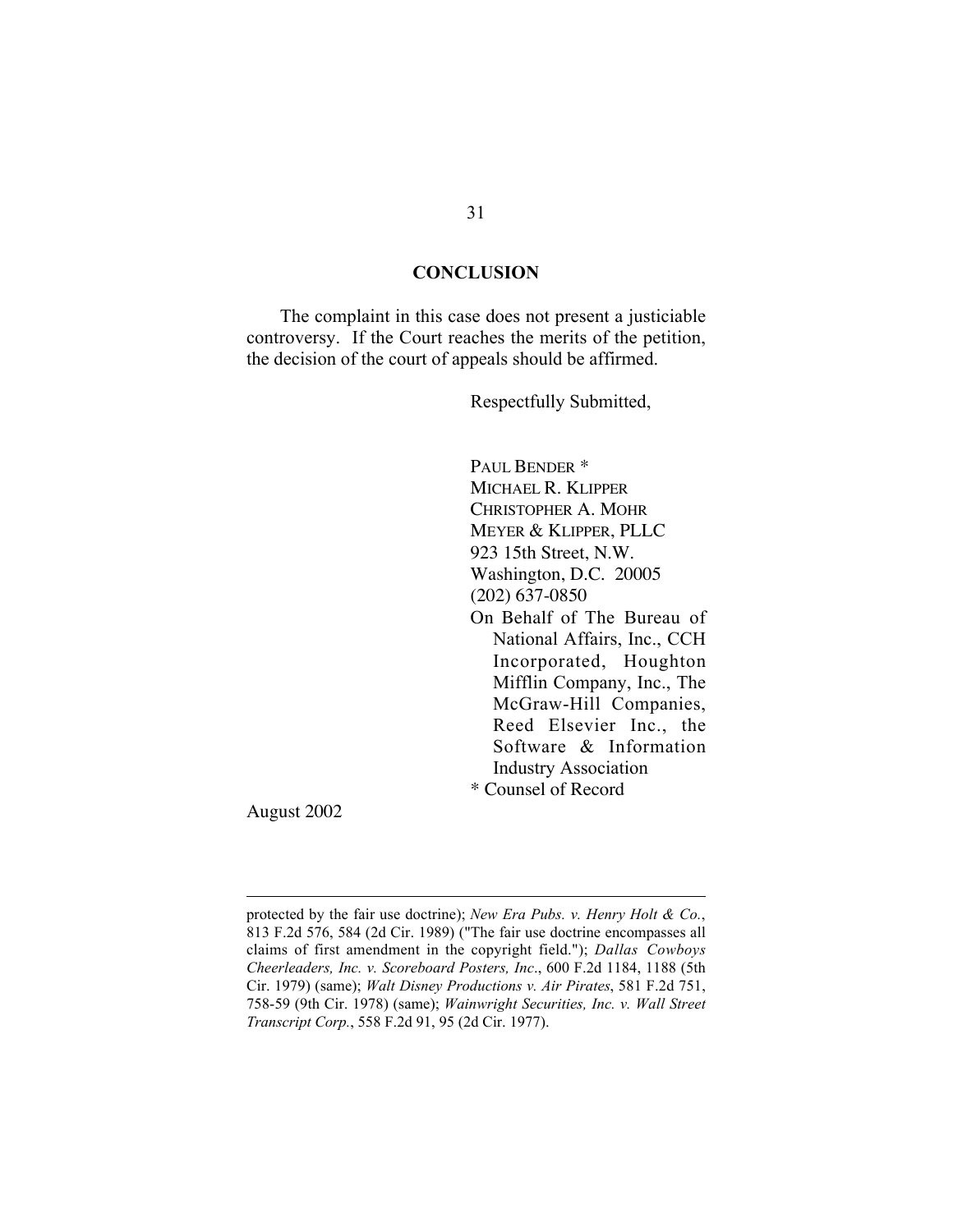## CONCLUSION

The complaint in this case does not present a justiciable controversy. If the Court reaches the merits of the petition, the decision of the court of appeals should be affirmed.

Respectfully Submitted,

PAUL BENDER *
MICHAEL R. KLIPPER
CHRISTOPHER A. MOHR
MEYER & KLIPPER, PLLC
923 15th Street, N.W.
Washington, D.C. 20005
(202) 637-0850
On Behalf of The Bureau of National Affairs, Inc., CCH Incorporated, Houghton Mifflin Company, Inc., The McGraw-Hill Companies, Reed Elsevier Inc., the Software & Information Industry Association
* Counsel of Record

August 2002

---

protected by the fair use doctrine); *New Era Pubs. v. Henry Holt & Co.*, 813 F.2d 576, 584 (2d Cir. 1989) ("The fair use doctrine encompasses all claims of first amendment in the copyright field."); *Dallas Cowboys Cheerleaders, Inc. v. Scoreboard Posters, Inc.*, 600 F.2d 1184, 1188 (5th Cir. 1979) (same); *Walt Disney Productions v. Air Pirates*, 581 F.2d 751, 758-59 (9th Cir. 1978) (same); *Wainwright Securities, Inc. v. Wall Street Transcript Corp.*, 558 F.2d 91, 95 (2d Cir. 1977).